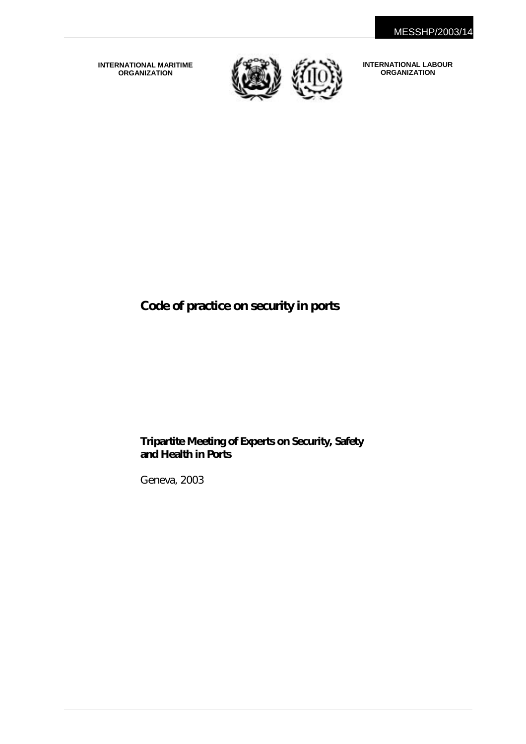MESSHP/2003/14

**INTERNATIONAL MARITIME ORGANIZATION**

**INTERNATIONAL LABOUR ORGANIZATION**

# Code of practice on security in ports

**Tripartite Meeting of Experts on Security, Safety and Health in Ports**

Geneva, 2003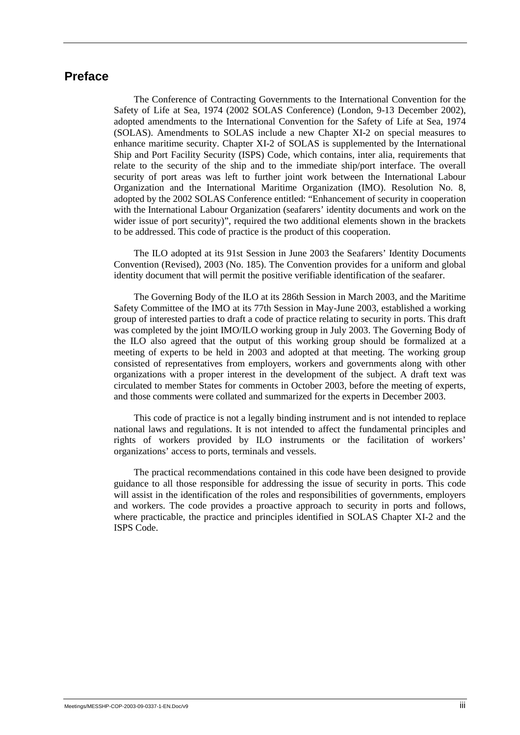## Preface

The Conference of Contracting Governments to the International Convention for the Safety of Life at Sea, 1974 (2002 SOLAS Conference) (London, 9-13 December 2002), adopted amendments to the International Convention for the Safety of Life at Sea, 1974 (SOLAS). Amendments to SOLAS include a new Chapter XI-2 on special measures to enhance maritime security. Chapter XI-2 of SOLAS is supplemented by the International Ship and Port Facility Security (ISPS) Code, which contains, inter alia, requirements that relate to the security of the ship and to the immediate ship/port interface. The overall security of port areas was left to further joint work between the International Labour Organization and the International Maritime Organization (IMO). Resolution No. 8, adopted by the 2002 SOLAS Conference entitled: "Enhancement of security in cooperation with the International Labour Organization (seafarers' identity documents and work on the wider issue of port security)", required the two additional elements shown in the brackets to be addressed. This code of practice is the product of this cooperation.

The ILO adopted at its 91st Session in June 2003 the Seafarers' Identity Documents Convention (Revised), 2003 (No. 185). The Convention provides for a uniform and global identity document that will permit the positive verifiable identification of the seafarer.

The Governing Body of the ILO at its 286th Session in March 2003, and the Maritime Safety Committee of the IMO at its 77th Session in May-June 2003, established a working group of interested parties to draft a code of practice relating to security in ports. This draft was completed by the joint IMO/ILO working group in July 2003. The Governing Body of the ILO also agreed that the output of this working group should be formalized at a meeting of experts to be held in 2003 and adopted at that meeting. The working group consisted of representatives from employers, workers and governments along with other organizations with a proper interest in the development of the subject. A draft text was circulated to member States for comments in October 2003, before the meeting of experts, and those comments were collated and summarized for the experts in December 2003.

This code of practice is not a legally binding instrument and is not intended to replace national laws and regulations. It is not intended to affect the fundamental principles and rights of workers provided by ILO instruments or the facilitation of workers' organizations' access to ports, terminals and vessels.

The practical recommendations contained in this code have been designed to provide guidance to all those responsible for addressing the issue of security in ports. This code will assist in the identification of the roles and responsibilities of governments, employers and workers. The code provides a proactive approach to security in ports and follows, where practicable, the practice and principles identified in SOLAS Chapter XI-2 and the ISPS Code.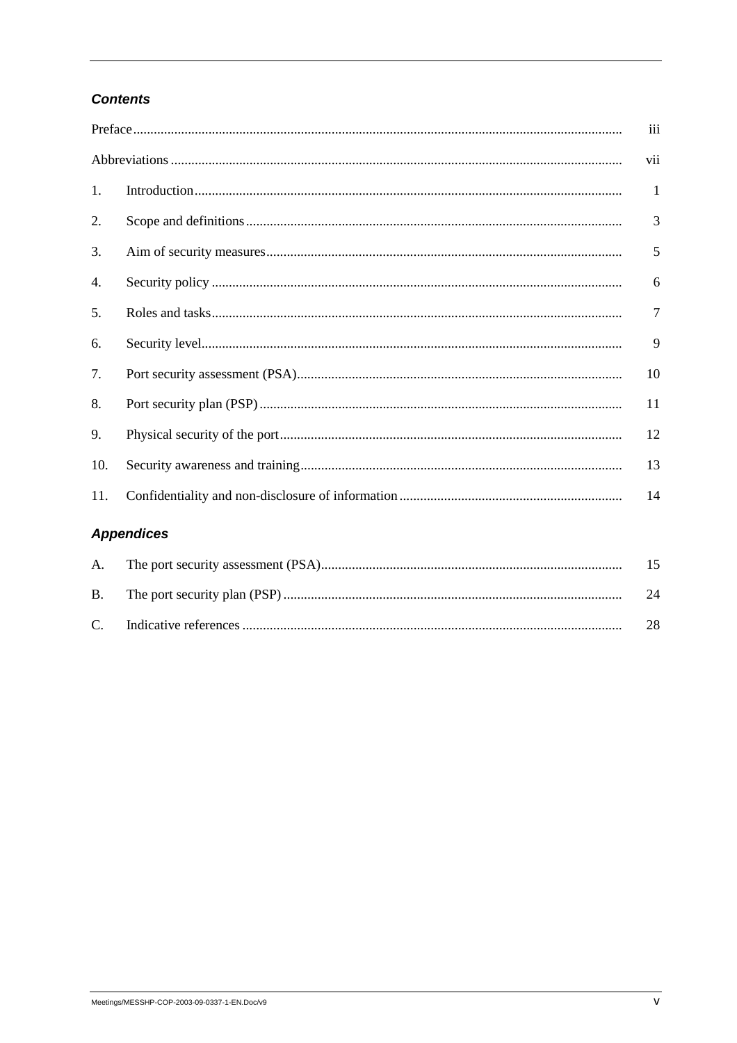### *Contents*

| | | |
|---|---|---|
| Preface | | iii |
| Abbreviations | | vii |
| 1. | Introduction | 1 |
| 2. | Scope and definitions | 3 |
| 3. | Aim of security measures | 5 |
| 4. | Security policy | 6 |
| 5. | Roles and tasks | 7 |
| 6. | Security level | 9 |
| 7. | Port security assessment (PSA) | 10 |
| 8. | Port security plan (PSP) | 11 |
| 9. | Physical security of the port | 12 |
| 10. | Security awareness and training | 13 |
| 11. | Confidentiality and non-disclosure of information | 14 |

### *Appendices*

| | | |
|---|---|---|
| A. | The port security assessment (PSA) | 15 |
| B. | The port security plan (PSP) | 24 |
| C. | Indicative references | 28 |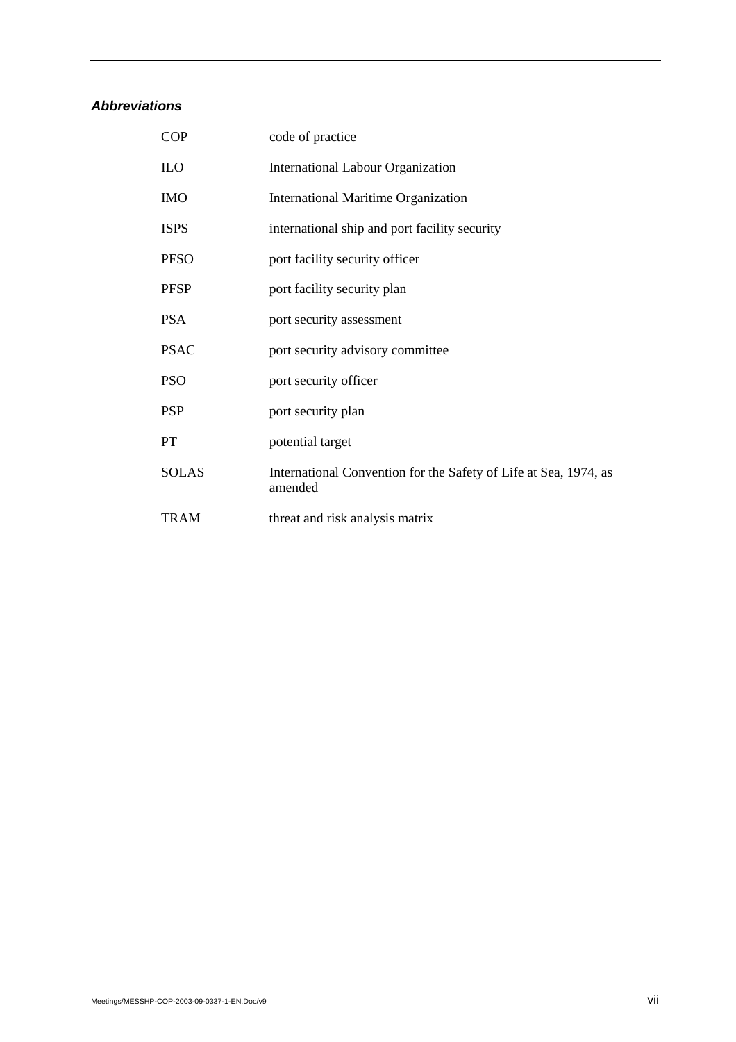### *Abbreviations*

| | |
|---|---|
| COP | code of practice |
| ILO | International Labour Organization |
| IMO | International Maritime Organization |
| ISPS | international ship and port facility security |
| PFSO | port facility security officer |
| PFSP | port facility security plan |
| PSA | port security assessment |
| PSAC | port security advisory committee |
| PSO | port security officer |
| PSP | port security plan |
| PT | potential target |
| SOLAS | International Convention for the Safety of Life at Sea, 1974, as amended |
| TRAM | threat and risk analysis matrix |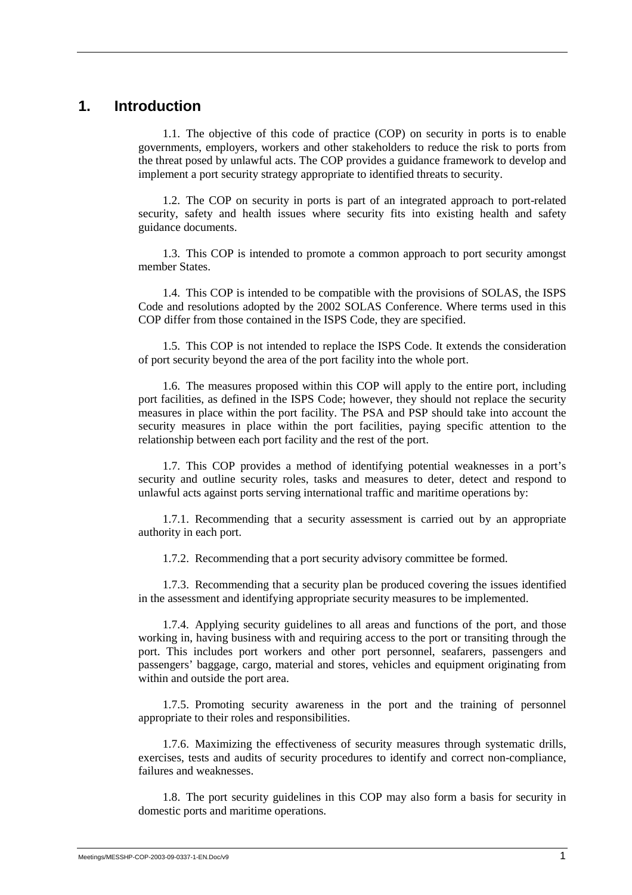# 1. Introduction

1.1. The objective of this code of practice (COP) on security in ports is to enable governments, employers, workers and other stakeholders to reduce the risk to ports from the threat posed by unlawful acts. The COP provides a guidance framework to develop and implement a port security strategy appropriate to identified threats to security.

1.2. The COP on security in ports is part of an integrated approach to port-related security, safety and health issues where security fits into existing health and safety guidance documents.

1.3. This COP is intended to promote a common approach to port security amongst member States.

1.4. This COP is intended to be compatible with the provisions of SOLAS, the ISPS Code and resolutions adopted by the 2002 SOLAS Conference. Where terms used in this COP differ from those contained in the ISPS Code, they are specified.

1.5. This COP is not intended to replace the ISPS Code. It extends the consideration of port security beyond the area of the port facility into the whole port.

1.6. The measures proposed within this COP will apply to the entire port, including port facilities, as defined in the ISPS Code; however, they should not replace the security measures in place within the port facility. The PSA and PSP should take into account the security measures in place within the port facilities, paying specific attention to the relationship between each port facility and the rest of the port.

1.7. This COP provides a method of identifying potential weaknesses in a port's security and outline security roles, tasks and measures to deter, detect and respond to unlawful acts against ports serving international traffic and maritime operations by:

1.7.1. Recommending that a security assessment is carried out by an appropriate authority in each port.

1.7.2. Recommending that a port security advisory committee be formed.

1.7.3. Recommending that a security plan be produced covering the issues identified in the assessment and identifying appropriate security measures to be implemented.

1.7.4. Applying security guidelines to all areas and functions of the port, and those working in, having business with and requiring access to the port or transiting through the port. This includes port workers and other port personnel, seafarers, passengers and passengers' baggage, cargo, material and stores, vehicles and equipment originating from within and outside the port area.

1.7.5. Promoting security awareness in the port and the training of personnel appropriate to their roles and responsibilities.

1.7.6. Maximizing the effectiveness of security measures through systematic drills, exercises, tests and audits of security procedures to identify and correct non-compliance, failures and weaknesses.

1.8. The port security guidelines in this COP may also form a basis for security in domestic ports and maritime operations.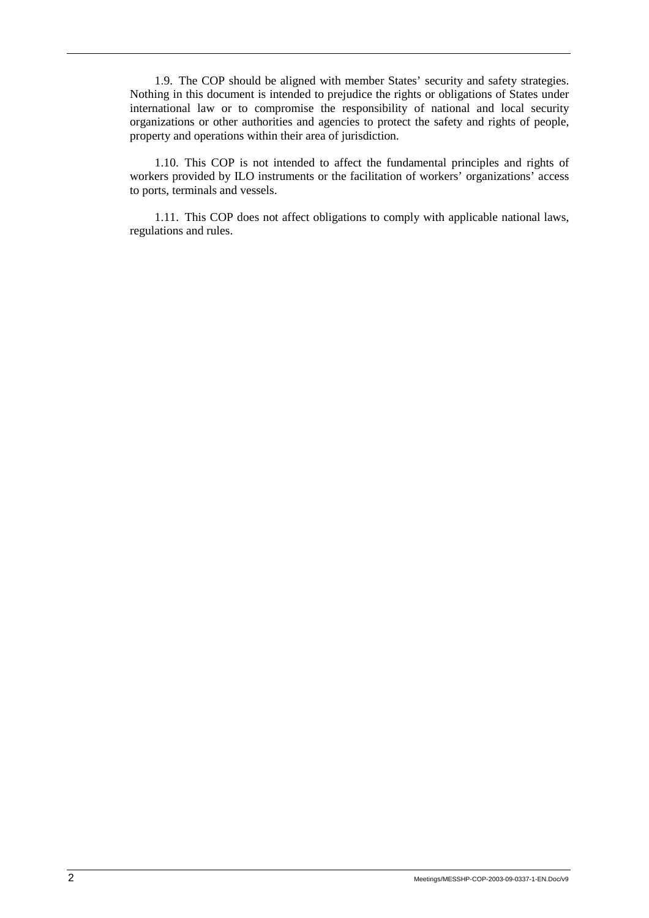1.9. The COP should be aligned with member States' security and safety strategies. Nothing in this document is intended to prejudice the rights or obligations of States under international law or to compromise the responsibility of national and local security organizations or other authorities and agencies to protect the safety and rights of people, property and operations within their area of jurisdiction.

1.10. This COP is not intended to affect the fundamental principles and rights of workers provided by ILO instruments or the facilitation of workers' organizations' access to ports, terminals and vessels.

1.11. This COP does not affect obligations to comply with applicable national laws, regulations and rules.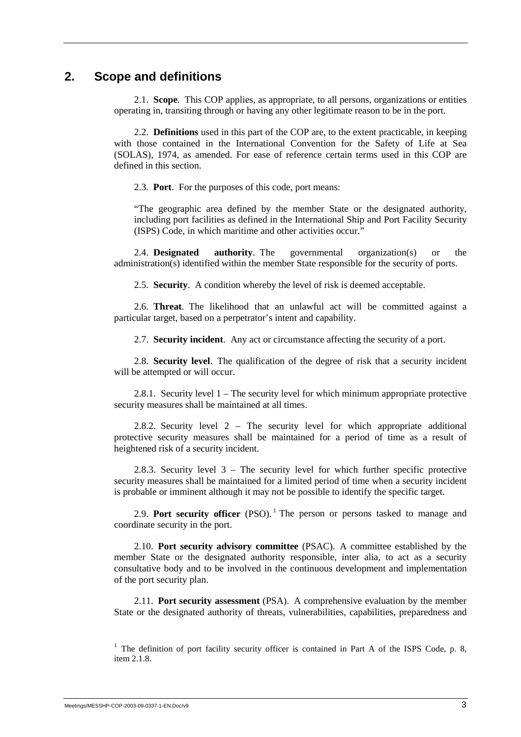## 2. Scope and definitions

2.1. **Scope**. This COP applies, as appropriate, to all persons, organizations or entities operating in, transiting through or having any other legitimate reason to be in the port.

2.2. **Definitions** used in this part of the COP are, to the extent practicable, in keeping with those contained in the International Convention for the Safety of Life at Sea (SOLAS), 1974, as amended. For ease of reference certain terms used in this COP are defined in this section.

2.3. **Port**. For the purposes of this code, port means:

"The geographic area defined by the member State or the designated authority, including port facilities as defined in the International Ship and Port Facility Security (ISPS) Code, in which maritime and other activities occur."

2.4. **Designated authority**. The governmental organization(s) or the administration(s) identified within the member State responsible for the security of ports.

2.5. **Security**. A condition whereby the level of risk is deemed acceptable.

2.6. **Threat**. The likelihood that an unlawful act will be committed against a particular target, based on a perpetrator's intent and capability.

2.7. **Security incident**. Any act or circumstance affecting the security of a port.

2.8. **Security level**. The qualification of the degree of risk that a security incident will be attempted or will occur.

2.8.1. Security level 1 – The security level for which minimum appropriate protective security measures shall be maintained at all times.

2.8.2. Security level 2 – The security level for which appropriate additional protective security measures shall be maintained for a period of time as a result of heightened risk of a security incident.

2.8.3. Security level 3 – The security level for which further specific protective security measures shall be maintained for a limited period of time when a security incident is probable or imminent although it may not be possible to identify the specific target.

2.9. **Port security officer** (PSO).[1] The person or persons tasked to manage and coordinate security in the port.

2.10. **Port security advisory committee** (PSAC). A committee established by the member State or the designated authority responsible, inter alia, to act as a security consultative body and to be involved in the continuous development and implementation of the port security plan.

2.11. **Port security assessment** (PSA). A comprehensive evaluation by the member State or the designated authority of threats, vulnerabilities, capabilities, preparedness and

[1] The definition of port facility security officer is contained in Part A of the ISPS Code, p. 8, item 2.1.8.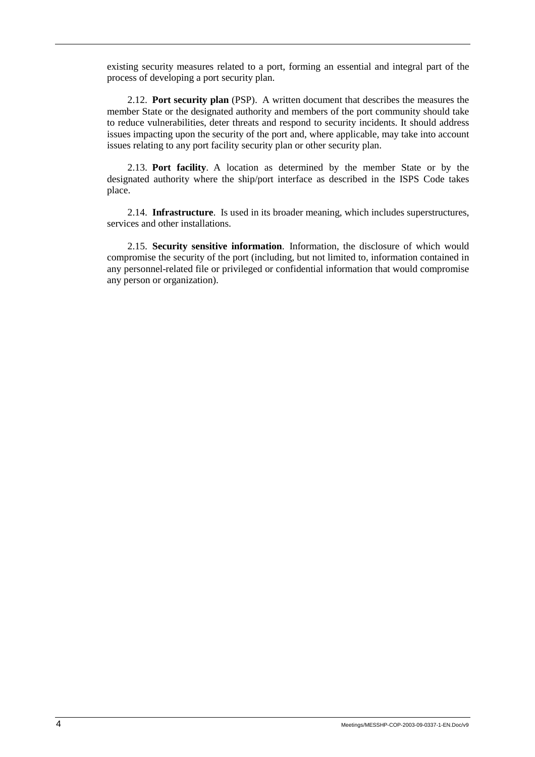existing security measures related to a port, forming an essential and integral part of the process of developing a port security plan.

2.12. **Port security plan** (PSP). A written document that describes the measures the member State or the designated authority and members of the port community should take to reduce vulnerabilities, deter threats and respond to security incidents. It should address issues impacting upon the security of the port and, where applicable, may take into account issues relating to any port facility security plan or other security plan.

2.13. **Port facility**. A location as determined by the member State or by the designated authority where the ship/port interface as described in the ISPS Code takes place.

2.14. **Infrastructure**. Is used in its broader meaning, which includes superstructures, services and other installations.

2.15. **Security sensitive information**. Information, the disclosure of which would compromise the security of the port (including, but not limited to, information contained in any personnel-related file or privileged or confidential information that would compromise any person or organization).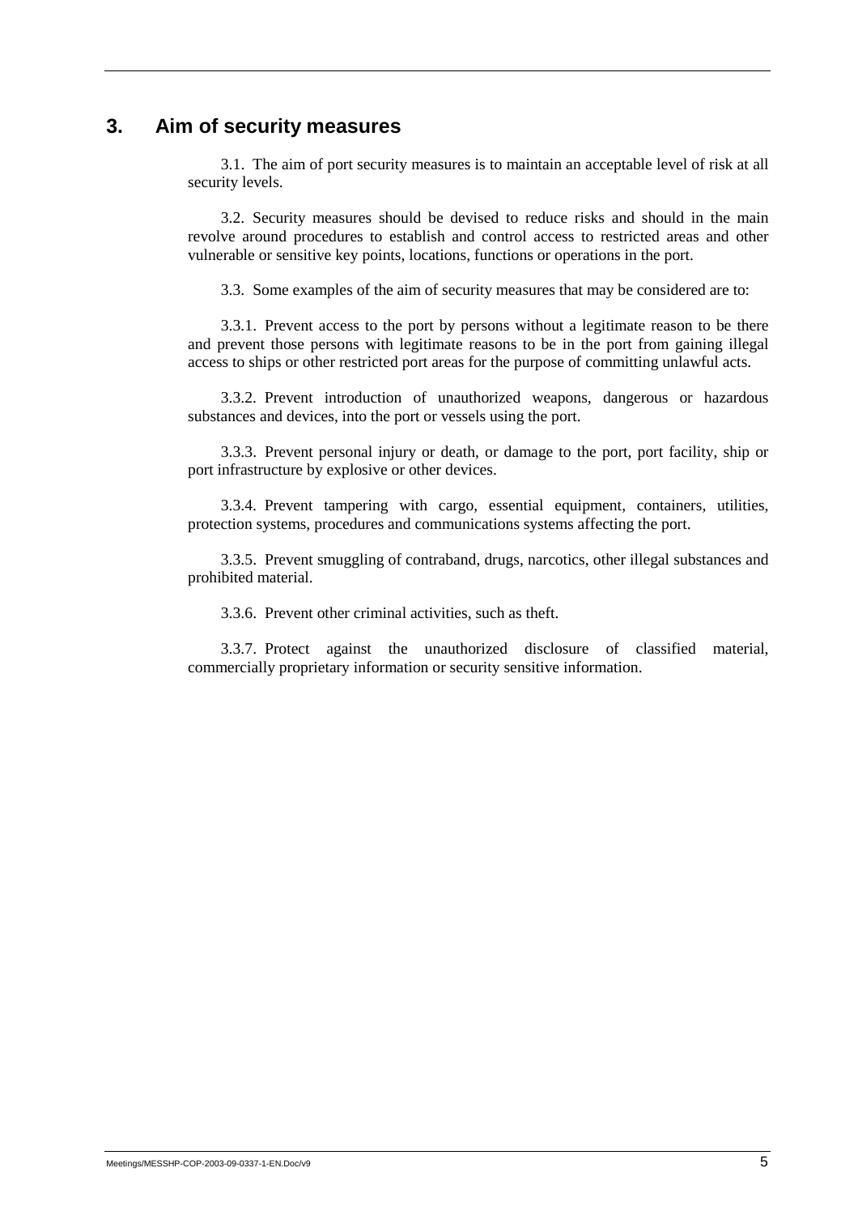## 3. Aim of security measures

3.1. The aim of port security measures is to maintain an acceptable level of risk at all security levels.

3.2. Security measures should be devised to reduce risks and should in the main revolve around procedures to establish and control access to restricted areas and other vulnerable or sensitive key points, locations, functions or operations in the port.

3.3. Some examples of the aim of security measures that may be considered are to:

3.3.1. Prevent access to the port by persons without a legitimate reason to be there and prevent those persons with legitimate reasons to be in the port from gaining illegal access to ships or other restricted port areas for the purpose of committing unlawful acts.

3.3.2. Prevent introduction of unauthorized weapons, dangerous or hazardous substances and devices, into the port or vessels using the port.

3.3.3. Prevent personal injury or death, or damage to the port, port facility, ship or port infrastructure by explosive or other devices.

3.3.4. Prevent tampering with cargo, essential equipment, containers, utilities, protection systems, procedures and communications systems affecting the port.

3.3.5. Prevent smuggling of contraband, drugs, narcotics, other illegal substances and prohibited material.

3.3.6. Prevent other criminal activities, such as theft.

3.3.7. Protect against the unauthorized disclosure of classified material, commercially proprietary information or security sensitive information.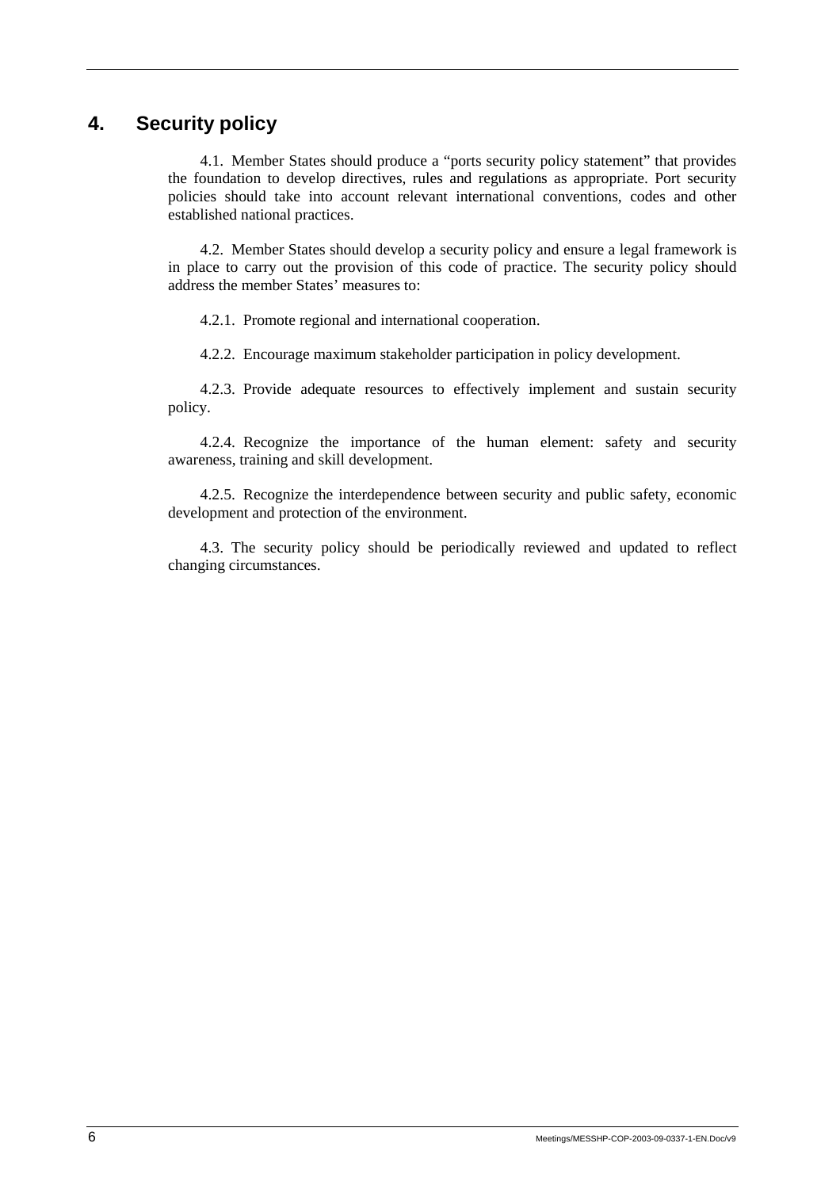## 4. Security policy

4.1. Member States should produce a "ports security policy statement" that provides the foundation to develop directives, rules and regulations as appropriate. Port security policies should take into account relevant international conventions, codes and other established national practices.

4.2. Member States should develop a security policy and ensure a legal framework is in place to carry out the provision of this code of practice. The security policy should address the member States' measures to:

4.2.1. Promote regional and international cooperation.

4.2.2. Encourage maximum stakeholder participation in policy development.

4.2.3. Provide adequate resources to effectively implement and sustain security policy.

4.2.4. Recognize the importance of the human element: safety and security awareness, training and skill development.

4.2.5. Recognize the interdependence between security and public safety, economic development and protection of the environment.

4.3. The security policy should be periodically reviewed and updated to reflect changing circumstances.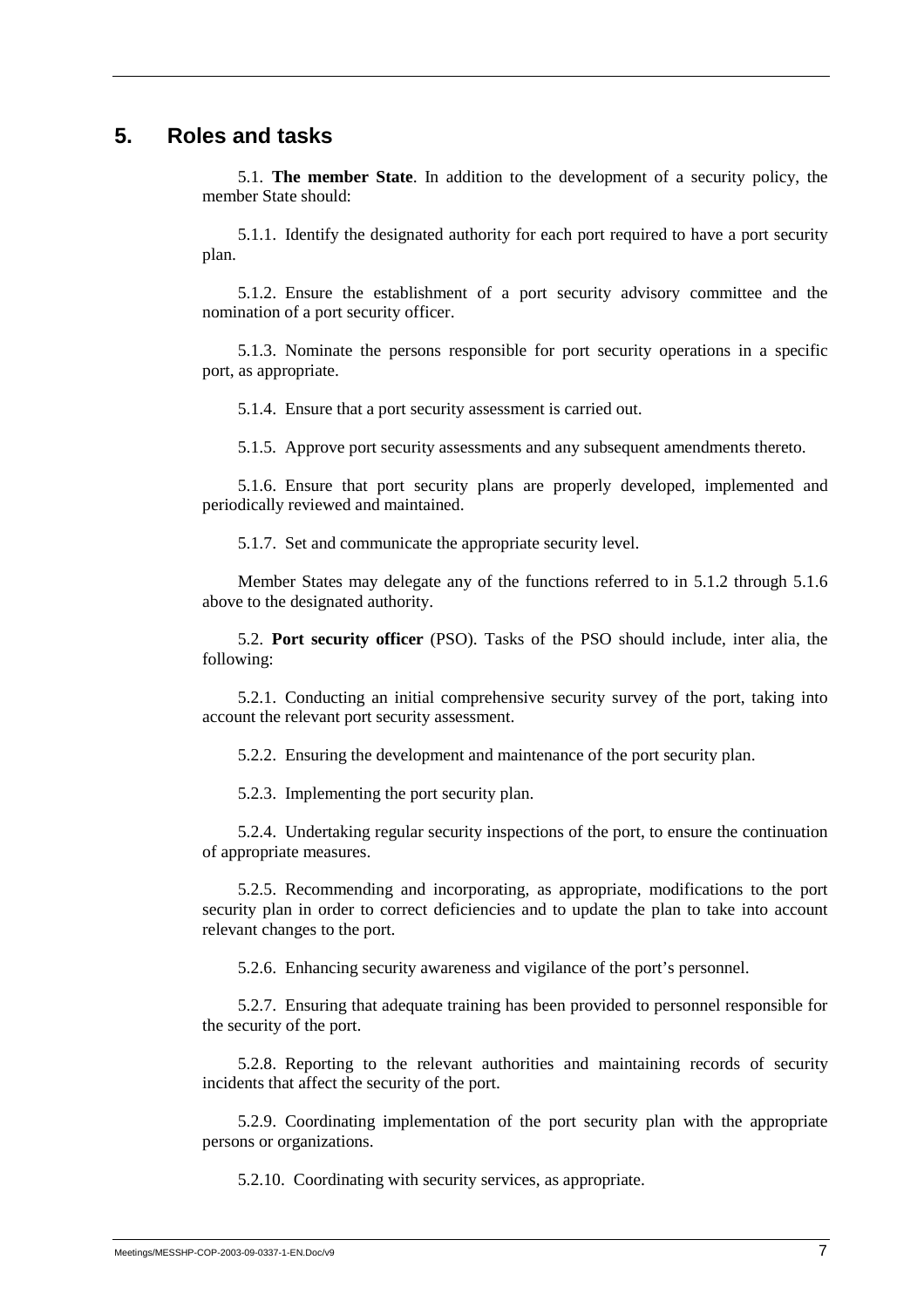## 5. Roles and tasks

5.1. **The member State**. In addition to the development of a security policy, the member State should:

5.1.1. Identify the designated authority for each port required to have a port security plan.

5.1.2. Ensure the establishment of a port security advisory committee and the nomination of a port security officer.

5.1.3. Nominate the persons responsible for port security operations in a specific port, as appropriate.

5.1.4. Ensure that a port security assessment is carried out.

5.1.5. Approve port security assessments and any subsequent amendments thereto.

5.1.6. Ensure that port security plans are properly developed, implemented and periodically reviewed and maintained.

5.1.7. Set and communicate the appropriate security level.

Member States may delegate any of the functions referred to in 5.1.2 through 5.1.6 above to the designated authority.

5.2. **Port security officer** (PSO). Tasks of the PSO should include, inter alia, the following:

5.2.1. Conducting an initial comprehensive security survey of the port, taking into account the relevant port security assessment.

5.2.2. Ensuring the development and maintenance of the port security plan.

5.2.3. Implementing the port security plan.

5.2.4. Undertaking regular security inspections of the port, to ensure the continuation of appropriate measures.

5.2.5. Recommending and incorporating, as appropriate, modifications to the port security plan in order to correct deficiencies and to update the plan to take into account relevant changes to the port.

5.2.6. Enhancing security awareness and vigilance of the port's personnel.

5.2.7. Ensuring that adequate training has been provided to personnel responsible for the security of the port.

5.2.8. Reporting to the relevant authorities and maintaining records of security incidents that affect the security of the port.

5.2.9. Coordinating implementation of the port security plan with the appropriate persons or organizations.

5.2.10. Coordinating with security services, as appropriate.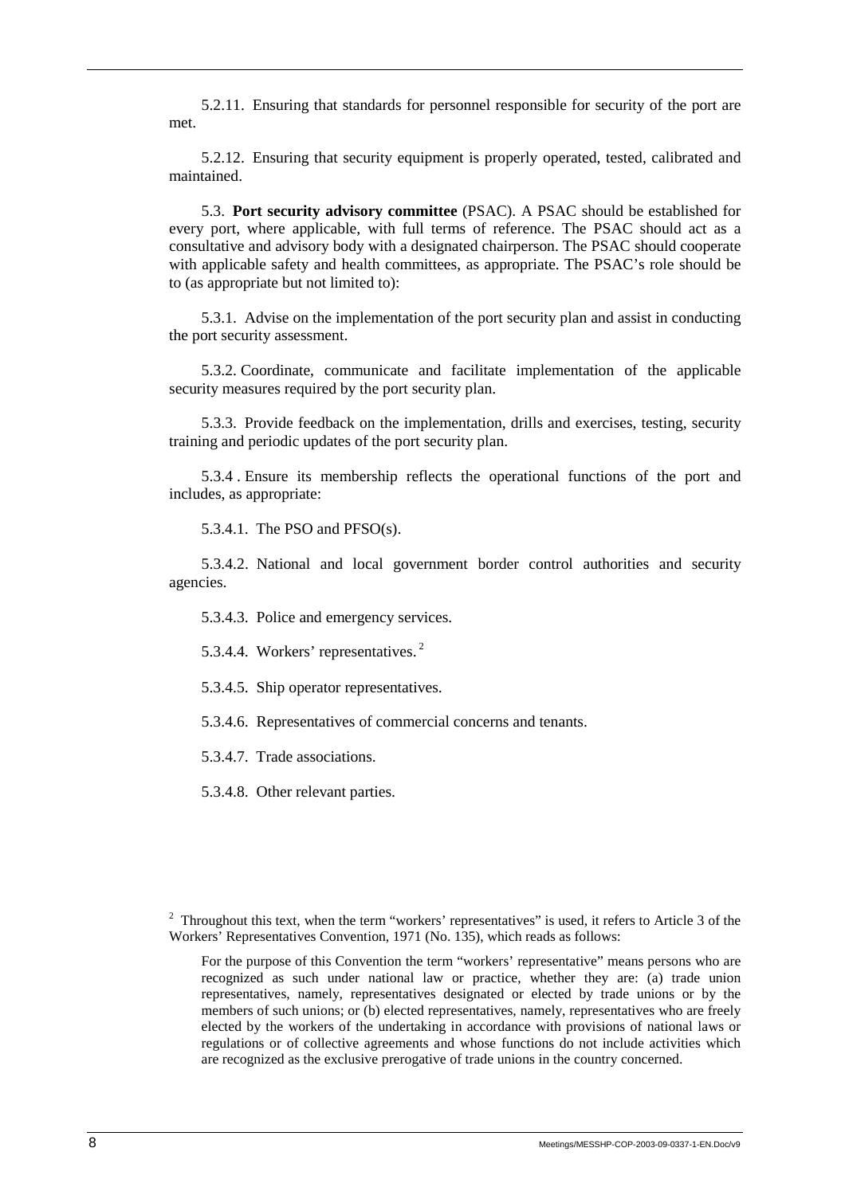5.2.11. Ensuring that standards for personnel responsible for security of the port are met.

5.2.12. Ensuring that security equipment is properly operated, tested, calibrated and maintained.

5.3. **Port security advisory committee** (PSAC). A PSAC should be established for every port, where applicable, with full terms of reference. The PSAC should act as a consultative and advisory body with a designated chairperson. The PSAC should cooperate with applicable safety and health committees, as appropriate. The PSAC's role should be to (as appropriate but not limited to):

5.3.1. Advise on the implementation of the port security plan and assist in conducting the port security assessment.

5.3.2. Coordinate, communicate and facilitate implementation of the applicable security measures required by the port security plan.

5.3.3. Provide feedback on the implementation, drills and exercises, testing, security training and periodic updates of the port security plan.

5.3.4 . Ensure its membership reflects the operational functions of the port and includes, as appropriate:

5.3.4.1. The PSO and PFSO(s).

5.3.4.2. National and local government border control authorities and security agencies.

5.3.4.3. Police and emergency services.

5.3.4.4. Workers' representatives. [2]

5.3.4.5. Ship operator representatives.

5.3.4.6. Representatives of commercial concerns and tenants.

5.3.4.7. Trade associations.

5.3.4.8. Other relevant parties.

[2] Throughout this text, when the term "workers' representatives" is used, it refers to Article 3 of the Workers' Representatives Convention, 1971 (No. 135), which reads as follows:

> For the purpose of this Convention the term "workers' representative" means persons who are recognized as such under national law or practice, whether they are: (a) trade union representatives, namely, representatives designated or elected by trade unions or by the members of such unions; or (b) elected representatives, namely, representatives who are freely elected by the workers of the undertaking in accordance with provisions of national laws or regulations or of collective agreements and whose functions do not include activities which are recognized as the exclusive prerogative of trade unions in the country concerned.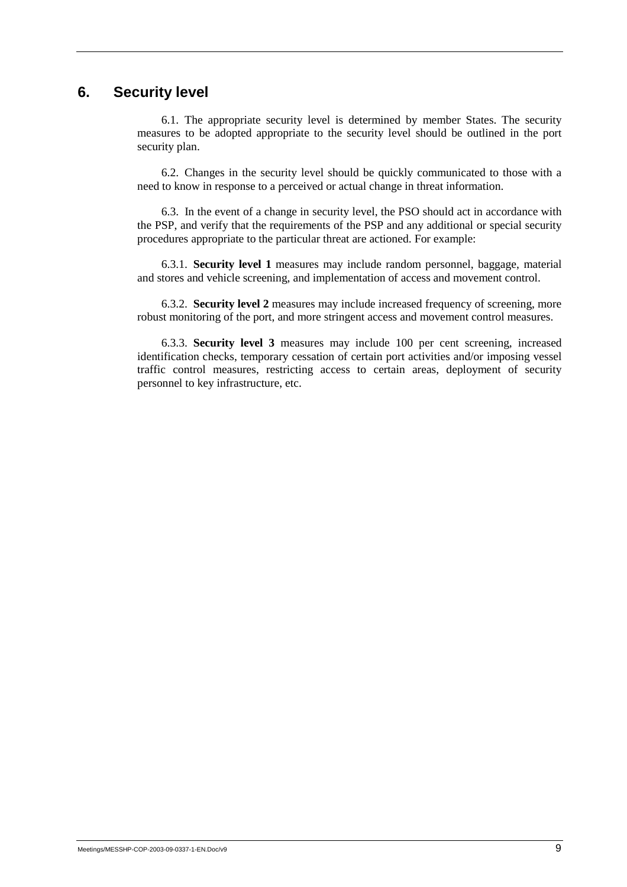## 6. Security level

6.1. The appropriate security level is determined by member States. The security measures to be adopted appropriate to the security level should be outlined in the port security plan.

6.2. Changes in the security level should be quickly communicated to those with a need to know in response to a perceived or actual change in threat information.

6.3. In the event of a change in security level, the PSO should act in accordance with the PSP, and verify that the requirements of the PSP and any additional or special security procedures appropriate to the particular threat are actioned. For example:

6.3.1. **Security level 1** measures may include random personnel, baggage, material and stores and vehicle screening, and implementation of access and movement control.

6.3.2. **Security level 2** measures may include increased frequency of screening, more robust monitoring of the port, and more stringent access and movement control measures.

6.3.3. **Security level 3** measures may include 100 per cent screening, increased identification checks, temporary cessation of certain port activities and/or imposing vessel traffic control measures, restricting access to certain areas, deployment of security personnel to key infrastructure, etc.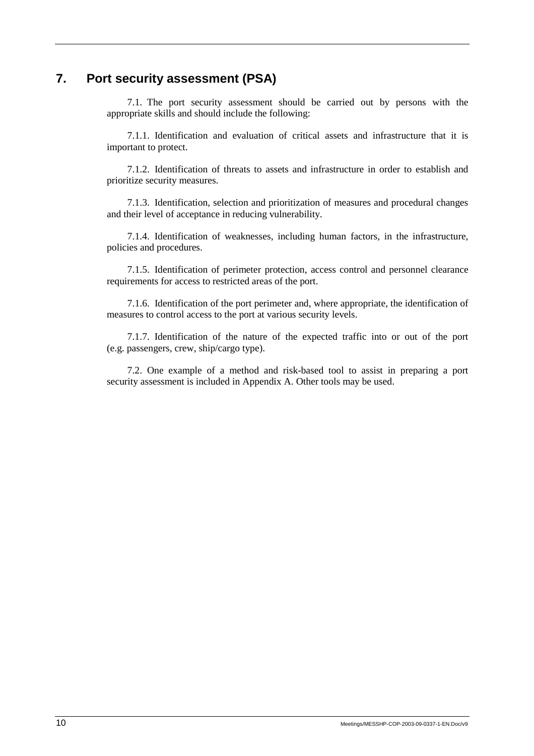## 7. Port security assessment (PSA)

7.1. The port security assessment should be carried out by persons with the appropriate skills and should include the following:

7.1.1. Identification and evaluation of critical assets and infrastructure that it is important to protect.

7.1.2. Identification of threats to assets and infrastructure in order to establish and prioritize security measures.

7.1.3. Identification, selection and prioritization of measures and procedural changes and their level of acceptance in reducing vulnerability.

7.1.4. Identification of weaknesses, including human factors, in the infrastructure, policies and procedures.

7.1.5. Identification of perimeter protection, access control and personnel clearance requirements for access to restricted areas of the port.

7.1.6. Identification of the port perimeter and, where appropriate, the identification of measures to control access to the port at various security levels.

7.1.7. Identification of the nature of the expected traffic into or out of the port (e.g. passengers, crew, ship/cargo type).

7.2. One example of a method and risk-based tool to assist in preparing a port security assessment is included in Appendix A. Other tools may be used.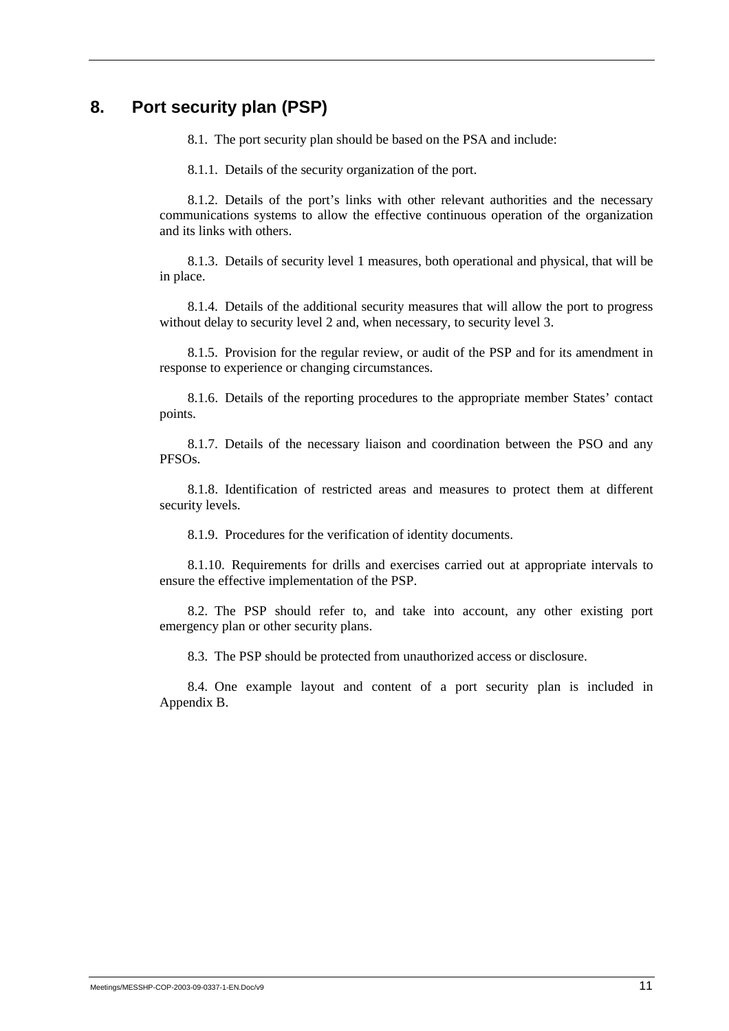## 8. Port security plan (PSP)

8.1. The port security plan should be based on the PSA and include:

8.1.1. Details of the security organization of the port.

8.1.2. Details of the port's links with other relevant authorities and the necessary communications systems to allow the effective continuous operation of the organization and its links with others.

8.1.3. Details of security level 1 measures, both operational and physical, that will be in place.

8.1.4. Details of the additional security measures that will allow the port to progress without delay to security level 2 and, when necessary, to security level 3.

8.1.5. Provision for the regular review, or audit of the PSP and for its amendment in response to experience or changing circumstances.

8.1.6. Details of the reporting procedures to the appropriate member States' contact points.

8.1.7. Details of the necessary liaison and coordination between the PSO and any PFSOs.

8.1.8. Identification of restricted areas and measures to protect them at different security levels.

8.1.9. Procedures for the verification of identity documents.

8.1.10. Requirements for drills and exercises carried out at appropriate intervals to ensure the effective implementation of the PSP.

8.2. The PSP should refer to, and take into account, any other existing port emergency plan or other security plans.

8.3. The PSP should be protected from unauthorized access or disclosure.

8.4. One example layout and content of a port security plan is included in Appendix B.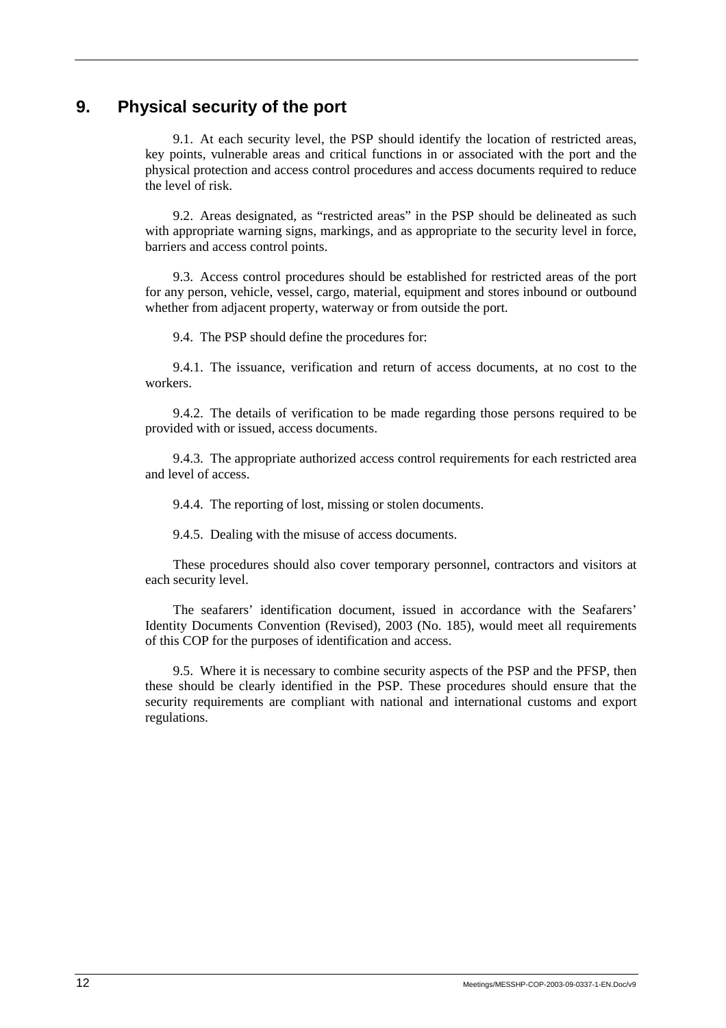## 9. Physical security of the port

9.1. At each security level, the PSP should identify the location of restricted areas, key points, vulnerable areas and critical functions in or associated with the port and the physical protection and access control procedures and access documents required to reduce the level of risk.

9.2. Areas designated, as "restricted areas" in the PSP should be delineated as such with appropriate warning signs, markings, and as appropriate to the security level in force, barriers and access control points.

9.3. Access control procedures should be established for restricted areas of the port for any person, vehicle, vessel, cargo, material, equipment and stores inbound or outbound whether from adjacent property, waterway or from outside the port.

9.4. The PSP should define the procedures for:

9.4.1. The issuance, verification and return of access documents, at no cost to the workers.

9.4.2. The details of verification to be made regarding those persons required to be provided with or issued, access documents.

9.4.3. The appropriate authorized access control requirements for each restricted area and level of access.

9.4.4. The reporting of lost, missing or stolen documents.

9.4.5. Dealing with the misuse of access documents.

These procedures should also cover temporary personnel, contractors and visitors at each security level.

The seafarers' identification document, issued in accordance with the Seafarers' Identity Documents Convention (Revised), 2003 (No. 185), would meet all requirements of this COP for the purposes of identification and access.

9.5. Where it is necessary to combine security aspects of the PSP and the PFSP, then these should be clearly identified in the PSP. These procedures should ensure that the security requirements are compliant with national and international customs and export regulations.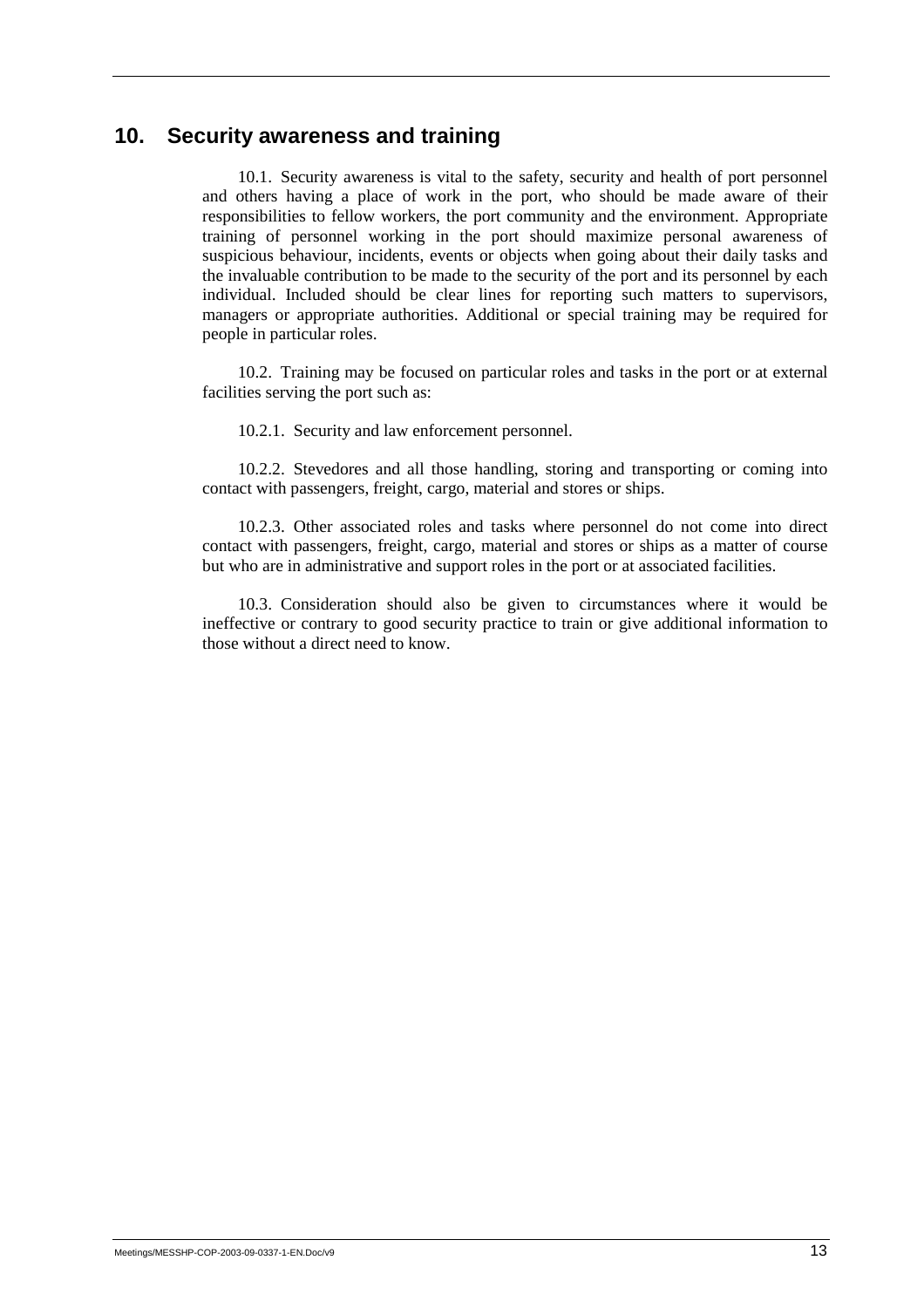## 10. Security awareness and training

10.1. Security awareness is vital to the safety, security and health of port personnel and others having a place of work in the port, who should be made aware of their responsibilities to fellow workers, the port community and the environment. Appropriate training of personnel working in the port should maximize personal awareness of suspicious behaviour, incidents, events or objects when going about their daily tasks and the invaluable contribution to be made to the security of the port and its personnel by each individual. Included should be clear lines for reporting such matters to supervisors, managers or appropriate authorities. Additional or special training may be required for people in particular roles.

10.2. Training may be focused on particular roles and tasks in the port or at external facilities serving the port such as:

10.2.1. Security and law enforcement personnel.

10.2.2. Stevedores and all those handling, storing and transporting or coming into contact with passengers, freight, cargo, material and stores or ships.

10.2.3. Other associated roles and tasks where personnel do not come into direct contact with passengers, freight, cargo, material and stores or ships as a matter of course but who are in administrative and support roles in the port or at associated facilities.

10.3. Consideration should also be given to circumstances where it would be ineffective or contrary to good security practice to train or give additional information to those without a direct need to know.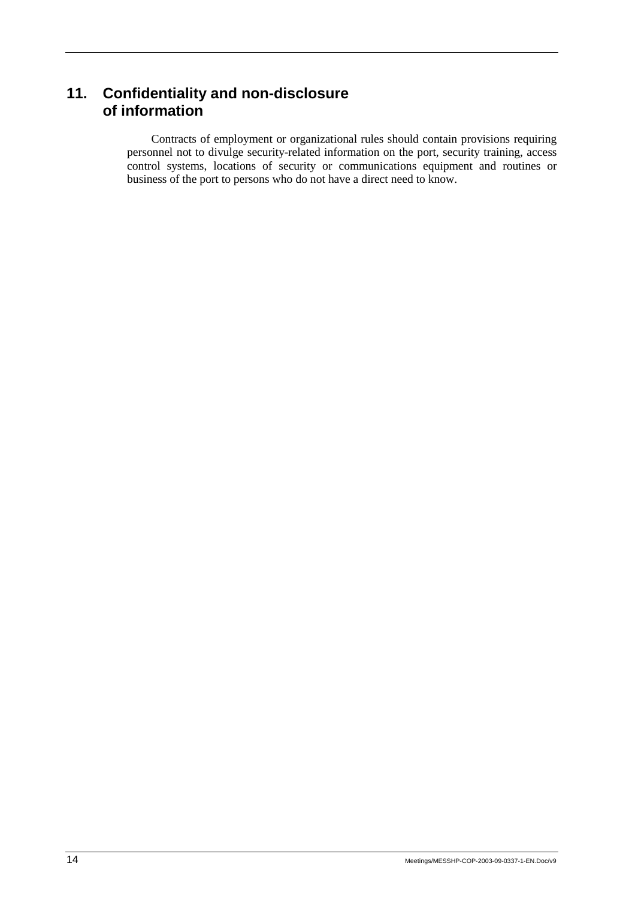## 11. Confidentiality and non-disclosure of information

Contracts of employment or organizational rules should contain provisions requiring personnel not to divulge security-related information on the port, security training, access control systems, locations of security or communications equipment and routines or business of the port to persons who do not have a direct need to know.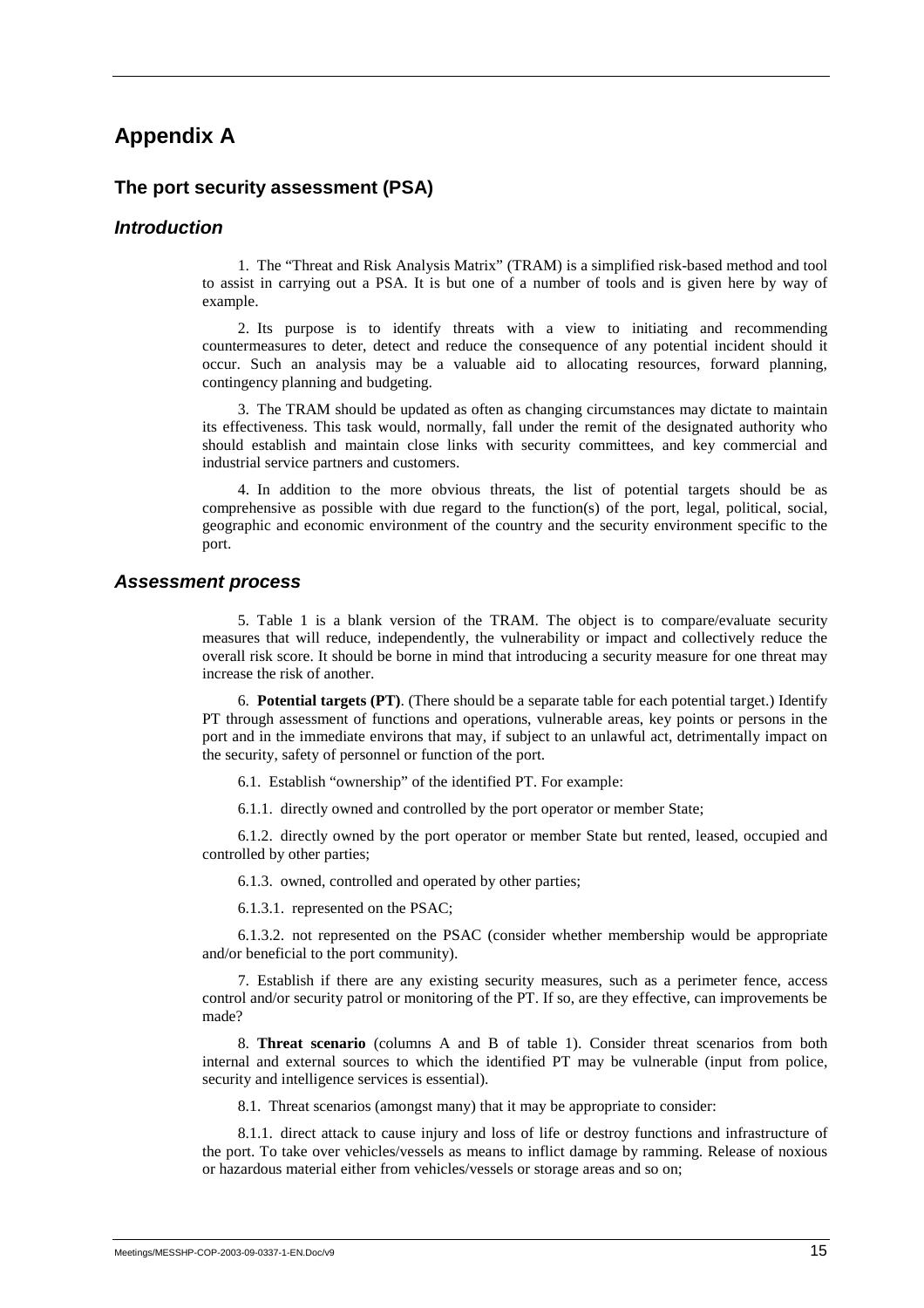# Appendix A

## The port security assessment (PSA)

### *Introduction*

1. The "Threat and Risk Analysis Matrix" (TRAM) is a simplified risk-based method and tool to assist in carrying out a PSA. It is but one of a number of tools and is given here by way of example.

2. Its purpose is to identify threats with a view to initiating and recommending countermeasures to deter, detect and reduce the consequence of any potential incident should it occur. Such an analysis may be a valuable aid to allocating resources, forward planning, contingency planning and budgeting.

3. The TRAM should be updated as often as changing circumstances may dictate to maintain its effectiveness. This task would, normally, fall under the remit of the designated authority who should establish and maintain close links with security committees, and key commercial and industrial service partners and customers.

4. In addition to the more obvious threats, the list of potential targets should be as comprehensive as possible with due regard to the function(s) of the port, legal, political, social, geographic and economic environment of the country and the security environment specific to the port.

### *Assessment process*

5. Table 1 is a blank version of the TRAM. The object is to compare/evaluate security measures that will reduce, independently, the vulnerability or impact and collectively reduce the overall risk score. It should be borne in mind that introducing a security measure for one threat may increase the risk of another.

6. **Potential targets (PT)**. (There should be a separate table for each potential target.) Identify PT through assessment of functions and operations, vulnerable areas, key points or persons in the port and in the immediate environs that may, if subject to an unlawful act, detrimentally impact on the security, safety of personnel or function of the port.

6.1. Establish "ownership" of the identified PT. For example:

6.1.1. directly owned and controlled by the port operator or member State;

6.1.2. directly owned by the port operator or member State but rented, leased, occupied and controlled by other parties;

6.1.3. owned, controlled and operated by other parties;

6.1.3.1. represented on the PSAC;

6.1.3.2. not represented on the PSAC (consider whether membership would be appropriate and/or beneficial to the port community).

7. Establish if there are any existing security measures, such as a perimeter fence, access control and/or security patrol or monitoring of the PT. If so, are they effective, can improvements be made?

8. **Threat scenario** (columns A and B of table 1). Consider threat scenarios from both internal and external sources to which the identified PT may be vulnerable (input from police, security and intelligence services is essential).

8.1. Threat scenarios (amongst many) that it may be appropriate to consider:

8.1.1. direct attack to cause injury and loss of life or destroy functions and infrastructure of the port. To take over vehicles/vessels as means to inflict damage by ramming. Release of noxious or hazardous material either from vehicles/vessels or storage areas and so on;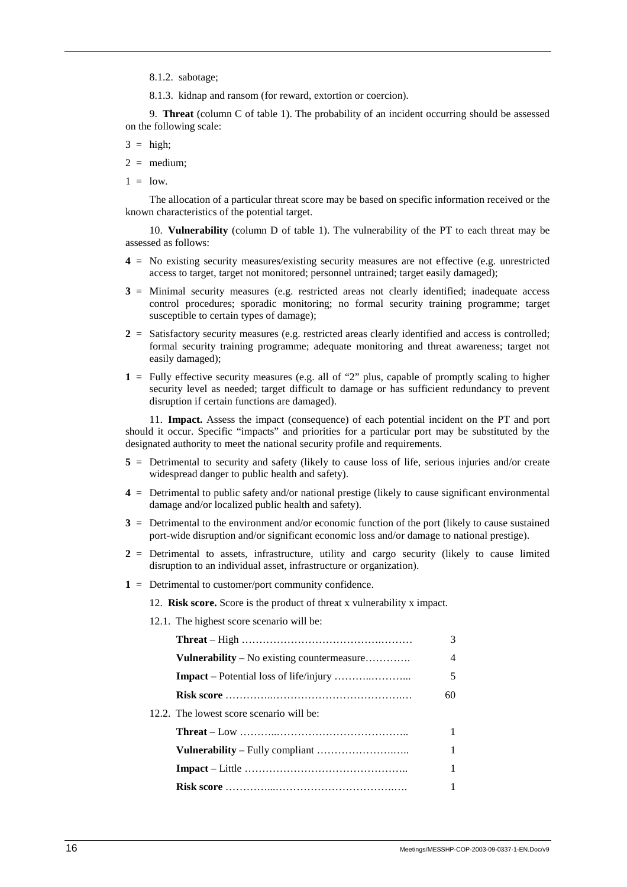8.1.2. sabotage;

8.1.3. kidnap and ransom (for reward, extortion or coercion).

9. **Threat** (column C of table 1). The probability of an incident occurring should be assessed on the following scale:

3 = high;

2 = medium;

1 = low.

The allocation of a particular threat score may be based on specific information received or the known characteristics of the potential target.

10. **Vulnerability** (column D of table 1). The vulnerability of the PT to each threat may be assessed as follows:

**4** = No existing security measures/existing security measures are not effective (e.g. unrestricted access to target, target not monitored; personnel untrained; target easily damaged);

**3** = Minimal security measures (e.g. restricted areas not clearly identified; inadequate access control procedures; sporadic monitoring; no formal security training programme; target susceptible to certain types of damage);

**2** = Satisfactory security measures (e.g. restricted areas clearly identified and access is controlled; formal security training programme; adequate monitoring and threat awareness; target not easily damaged);

**1** = Fully effective security measures (e.g. all of "2" plus, capable of promptly scaling to higher security level as needed; target difficult to damage or has sufficient redundancy to prevent disruption if certain functions are damaged).

11. **Impact.** Assess the impact (consequence) of each potential incident on the PT and port should it occur. Specific "impacts" and priorities for a particular port may be substituted by the designated authority to meet the national security profile and requirements.

**5** = Detrimental to security and safety (likely to cause loss of life, serious injuries and/or create widespread danger to public health and safety).

**4** = Detrimental to public safety and/or national prestige (likely to cause significant environmental damage and/or localized public health and safety).

**3** = Detrimental to the environment and/or economic function of the port (likely to cause sustained port-wide disruption and/or significant economic loss and/or damage to national prestige).

**2** = Detrimental to assets, infrastructure, utility and cargo security (likely to cause limited disruption to an individual asset, infrastructure or organization).

**1** = Detrimental to customer/port community confidence.

12. **Risk score.** Score is the product of threat x vulnerability x impact.

12.1. The highest score scenario will be:

| | |
|---|---|
| **Threat** – High ………………………………………… | 3 |
| **Vulnerability** – No existing countermeasure…………. | 4 |
| **Impact** – Potential loss of life/injury ……….……….. | 5 |
| **Risk score** …………..………………………………… | 60 |

12.2. The lowest score scenario will be:

| | |
|---|---|
| **Threat** – Low ………..……………………………….. | 1 |
| **Vulnerability** – Fully compliant ………………….….. | 1 |
| **Impact** – Little ……………………………………….. | 1 |
| **Risk score** …………...………………………….…. | 1 |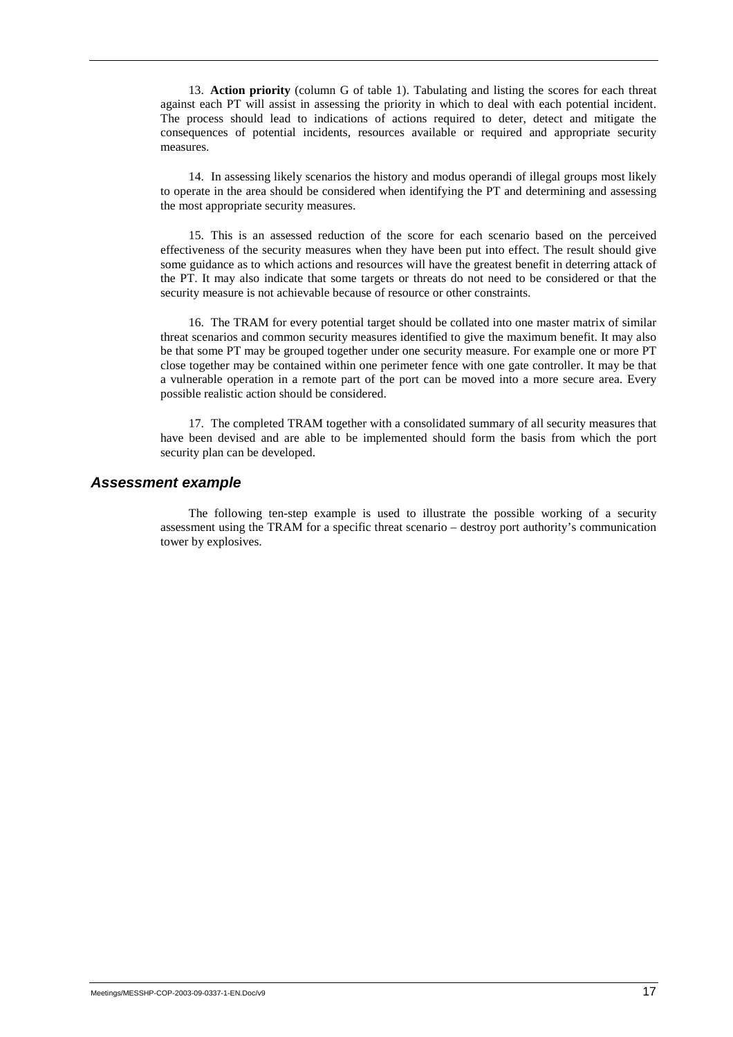13. **Action priority** (column G of table 1). Tabulating and listing the scores for each threat against each PT will assist in assessing the priority in which to deal with each potential incident. The process should lead to indications of actions required to deter, detect and mitigate the consequences of potential incidents, resources available or required and appropriate security measures.

14. In assessing likely scenarios the history and modus operandi of illegal groups most likely to operate in the area should be considered when identifying the PT and determining and assessing the most appropriate security measures.

15. This is an assessed reduction of the score for each scenario based on the perceived effectiveness of the security measures when they have been put into effect. The result should give some guidance as to which actions and resources will have the greatest benefit in deterring attack of the PT. It may also indicate that some targets or threats do not need to be considered or that the security measure is not achievable because of resource or other constraints.

16. The TRAM for every potential target should be collated into one master matrix of similar threat scenarios and common security measures identified to give the maximum benefit. It may also be that some PT may be grouped together under one security measure. For example one or more PT close together may be contained within one perimeter fence with one gate controller. It may be that a vulnerable operation in a remote part of the port can be moved into a more secure area. Every possible realistic action should be considered.

17. The completed TRAM together with a consolidated summary of all security measures that have been devised and are able to be implemented should form the basis from which the port security plan can be developed.

## *Assessment example*

The following ten-step example is used to illustrate the possible working of a security assessment using the TRAM for a specific threat scenario – destroy port authority's communication tower by explosives.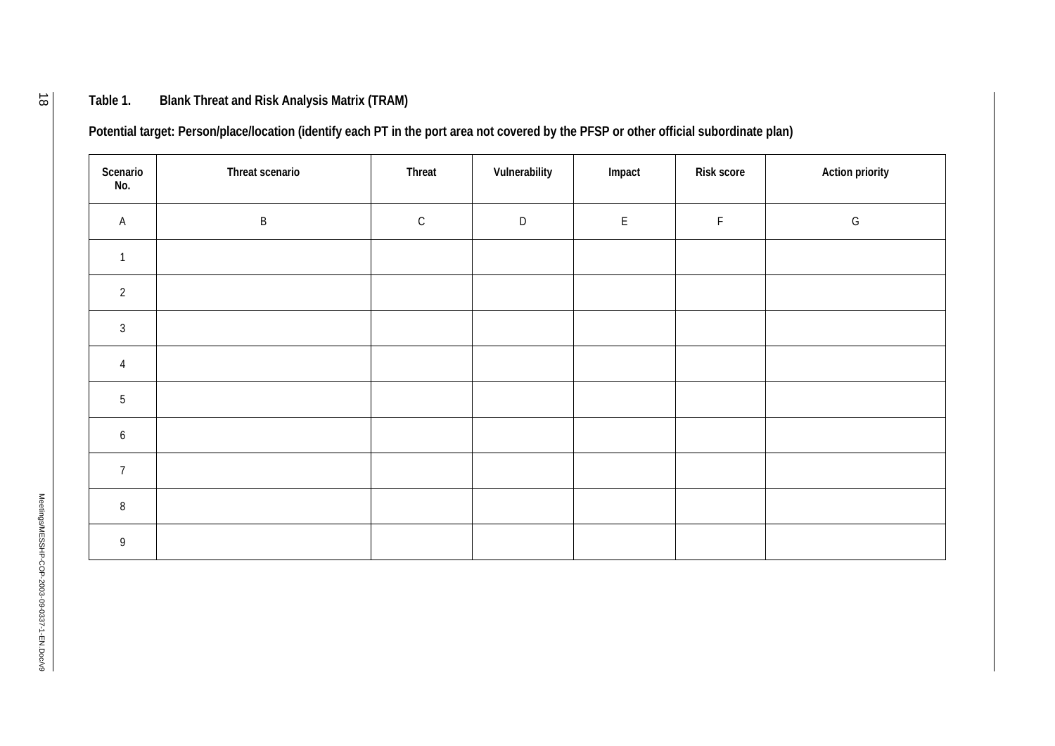**Table 1. Blank Threat and Risk Analysis Matrix (TRAM)**

**Potential target: Person/place/location (identify each PT in the port area not covered by the PFSP or other official subordinate plan)**

| Scenario No. | Threat scenario | Threat | Vulnerability | Impact | Risk score | Action priority |
|---|---|---|---|---|---|---|
| A | B | C | D | E | F | G |
| 1 | | | | | | |
| 2 | | | | | | |
| 3 | | | | | | |
| 4 | | | | | | |
| 5 | | | | | | |
| 6 | | | | | | |
| 7 | | | | | | |
| 8 | | | | | | |
| 9 | | | | | | |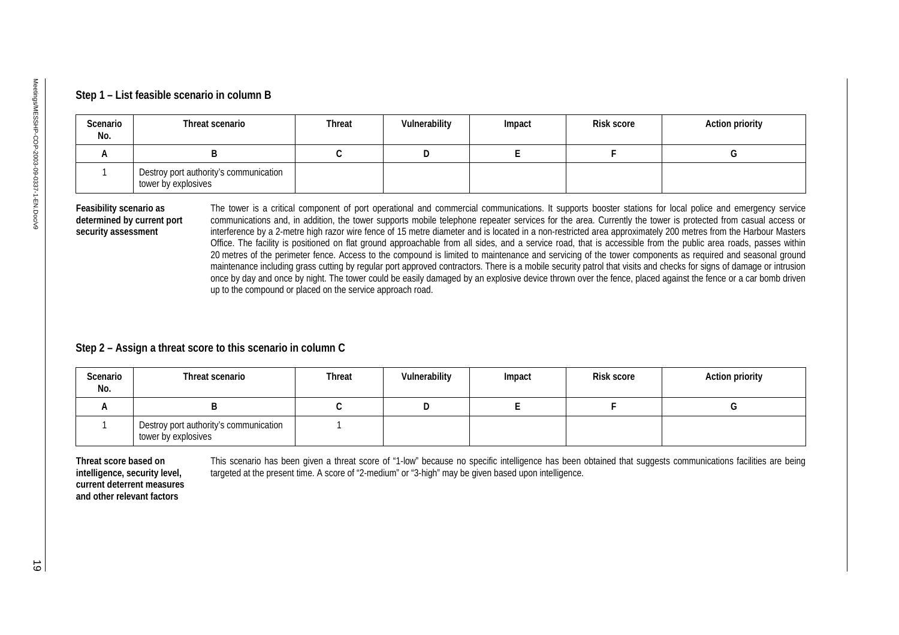### Step 1 – List feasible scenario in column B

| Scenario No. | Threat scenario | Threat | Vulnerability | Impact | Risk score | Action priority |
|---|---|---|---|---|---|---|
| A | B | C | D | E | F | G |
| 1 | Destroy port authority's communication tower by explosives | | | | | |

**Feasibility scenario as determined by current port security assessment**

The tower is a critical component of port operational and commercial communications. It supports booster stations for local police and emergency service communications and, in addition, the tower supports mobile telephone repeater services for the area. Currently the tower is protected from casual access or interference by a 2-metre high razor wire fence of 15 metre diameter and is located in a non-restricted area approximately 200 metres from the Harbour Masters Office. The facility is positioned on flat ground approachable from all sides, and a service road, that is accessible from the public area roads, passes within 20 metres of the perimeter fence. Access to the compound is limited to maintenance and servicing of the tower components as required and seasonal ground maintenance including grass cutting by regular port approved contractors. There is a mobile security patrol that visits and checks for signs of damage or intrusion once by day and once by night. The tower could be easily damaged by an explosive device thrown over the fence, placed against the fence or a car bomb driven up to the compound or placed on the service approach road.

### Step 2 – Assign a threat score to this scenario in column C

| Scenario No. | Threat scenario | Threat | Vulnerability | Impact | Risk score | Action priority |
|---|---|---|---|---|---|---|
| A | B | C | D | E | F | G |
| 1 | Destroy port authority's communication tower by explosives | 1 | | | | |

**Threat score based on intelligence, security level, current deterrent measures and other relevant factors**

This scenario has been given a threat score of "1-low" because no specific intelligence has been obtained that suggests communications facilities are being targeted at the present time. A score of "2-medium" or "3-high" may be given based upon intelligence.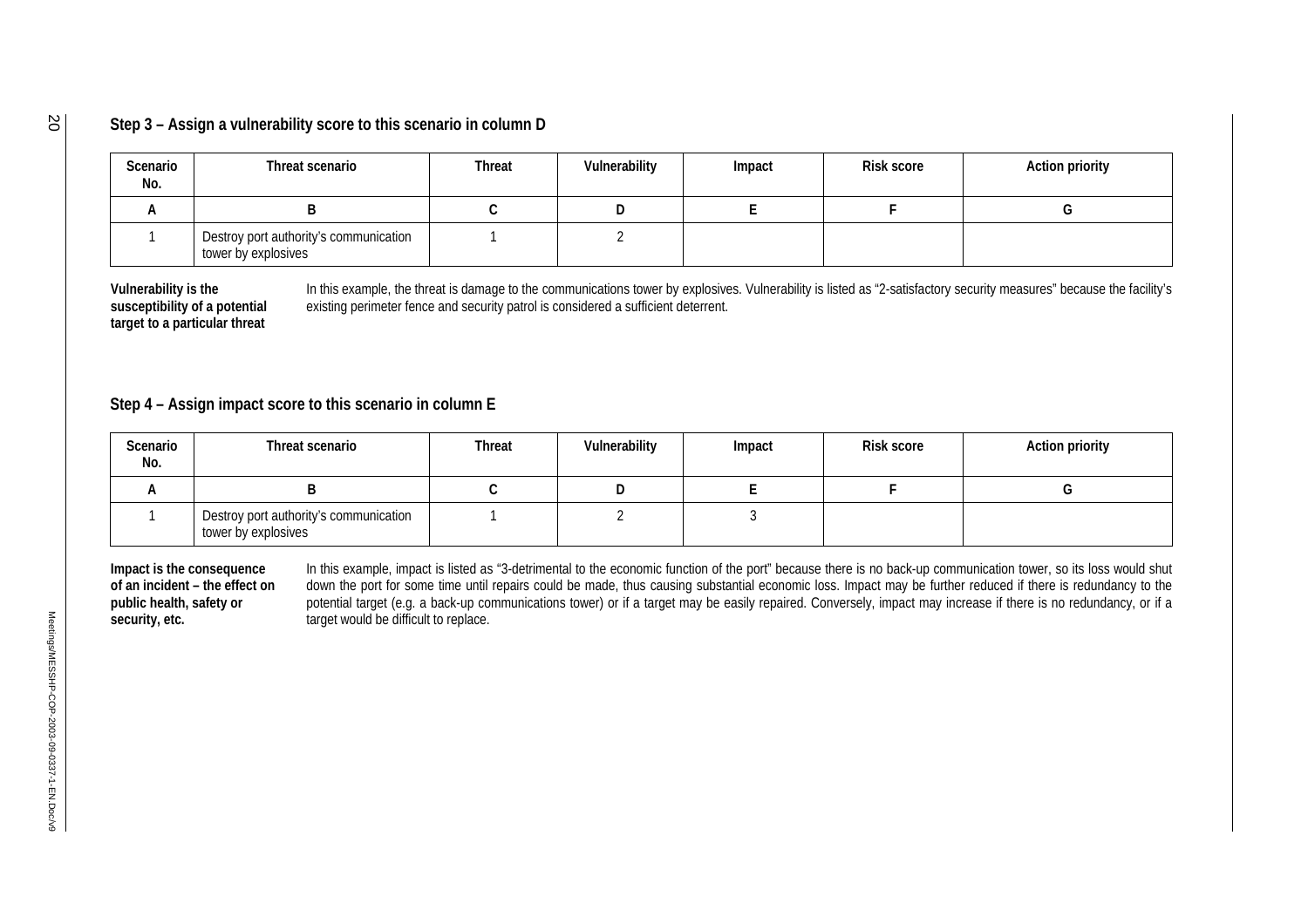### Step 3 – Assign a vulnerability score to this scenario in column D

| Scenario No. | Threat scenario | Threat | Vulnerability | Impact | Risk score | Action priority |
|---|---|---|---|---|---|---|
| A | B | C | D | E | F | G |
| 1 | Destroy port authority's communication tower by explosives | 1 | 2 | | | |

**Vulnerability is the susceptibility of a potential target to a particular threat**

In this example, the threat is damage to the communications tower by explosives. Vulnerability is listed as "2-satisfactory security measures" because the facility's existing perimeter fence and security patrol is considered a sufficient deterrent.

### Step 4 – Assign impact score to this scenario in column E

| Scenario No. | Threat scenario | Threat | Vulnerability | Impact | Risk score | Action priority |
|---|---|---|---|---|---|---|
| A | B | C | D | E | F | G |
| 1 | Destroy port authority's communication tower by explosives | 1 | 2 | 3 | | |

**Impact is the consequence of an incident – the effect on public health, safety or security, etc.**

In this example, impact is listed as "3-detrimental to the economic function of the port" because there is no back-up communication tower, so its loss would shut down the port for some time until repairs could be made, thus causing substantial economic loss. Impact may be further reduced if there is redundancy to the potential target (e.g. a back-up communications tower) or if a target may be easily repaired. Conversely, impact may increase if there is no redundancy, or if a target would be difficult to replace.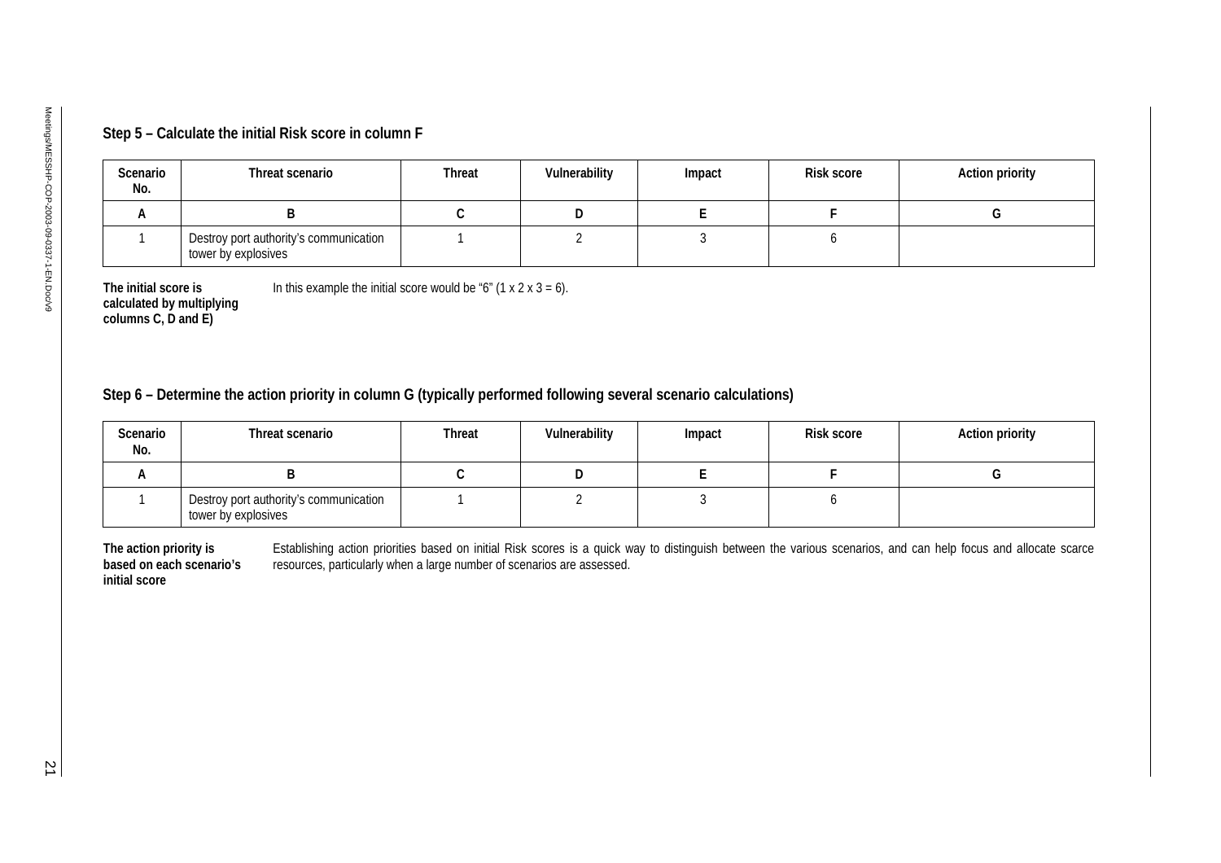### Step 5 – Calculate the initial Risk score in column F

| Scenario No. | Threat scenario | Threat | Vulnerability | Impact | Risk score | Action priority |
|---|---|---|---|---|---|---|
| A | B | C | D | E | F | G |
| 1 | Destroy port authority's communication tower by explosives | 1 | 2 | 3 | 6 | |

**The initial score is calculated by multiplying columns C, D and E)**

In this example the initial score would be "6" (1 x 2 x 3 = 6).

### Step 6 – Determine the action priority in column G (typically performed following several scenario calculations)

| Scenario No. | Threat scenario | Threat | Vulnerability | Impact | Risk score | Action priority |
|---|---|---|---|---|---|---|
| A | B | C | D | E | F | G |
| 1 | Destroy port authority's communication tower by explosives | 1 | 2 | 3 | 6 | |

**The action priority is based on each scenario's initial score**

Establishing action priorities based on initial Risk scores is a quick way to distinguish between the various scenarios, and can help focus and allocate scarce resources, particularly when a large number of scenarios are assessed.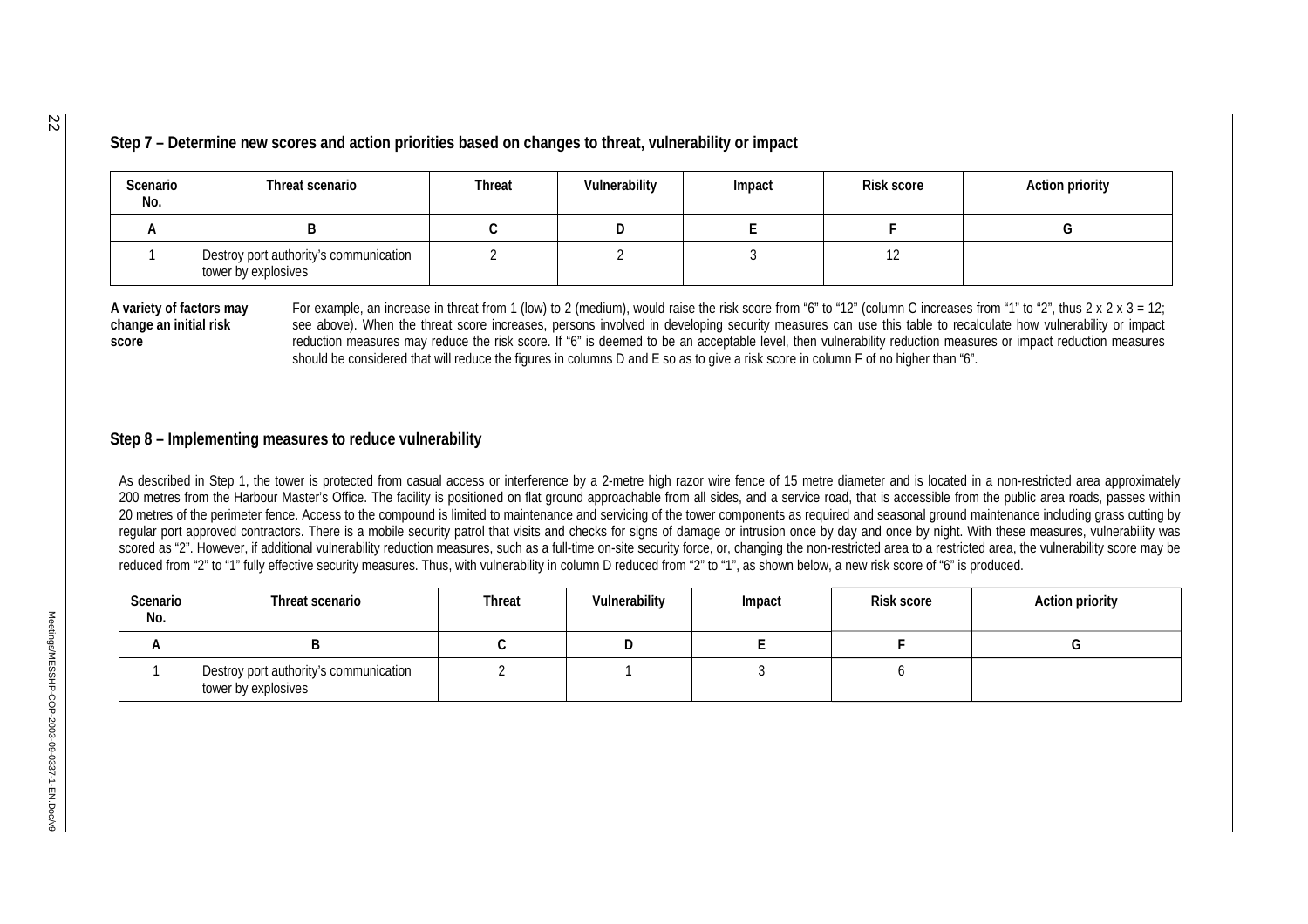## Step 7 – Determine new scores and action priorities based on changes to threat, vulnerability or impact

| Scenario No. | Threat scenario | Threat | Vulnerability | Impact | Risk score | Action priority |
|---|---|---|---|---|---|---|
| A | B | C | D | E | F | G |
| 1 | Destroy port authority's communication tower by explosives | 2 | 2 | 3 | 12 | |

**A variety of factors may change an initial risk score**

For example, an increase in threat from 1 (low) to 2 (medium), would raise the risk score from "6" to "12" (column C increases from "1" to "2", thus 2 x 2 x 3 = 12; see above). When the threat score increases, persons involved in developing security measures can use this table to recalculate how vulnerability or impact reduction measures may reduce the risk score. If "6" is deemed to be an acceptable level, then vulnerability reduction measures or impact reduction measures should be considered that will reduce the figures in columns D and E so as to give a risk score in column F of no higher than "6".

## Step 8 – Implementing measures to reduce vulnerability

As described in Step 1, the tower is protected from casual access or interference by a 2-metre high razor wire fence of 15 metre diameter and is located in a non-restricted area approximately 200 metres from the Harbour Master's Office. The facility is positioned on flat ground approachable from all sides, and a service road, that is accessible from the public area roads, passes within 20 metres of the perimeter fence. Access to the compound is limited to maintenance and servicing of the tower components as required and seasonal ground maintenance including grass cutting by regular port approved contractors. There is a mobile security patrol that visits and checks for signs of damage or intrusion once by day and once by night. With these measures, vulnerability was scored as "2". However, if additional vulnerability reduction measures, such as a full-time on-site security force, or, changing the non-restricted area to a restricted area, the vulnerability score may be reduced from "2" to "1" fully effective security measures. Thus, with vulnerability in column D reduced from "2" to "1", as shown below, a new risk score of "6" is produced.

| Scenario No. | Threat scenario | Threat | Vulnerability | Impact | Risk score | Action priority |
|---|---|---|---|---|---|---|
| A | B | C | D | E | F | G |
| 1 | Destroy port authority's communication tower by explosives | 2 | 1 | 3 | 6 | |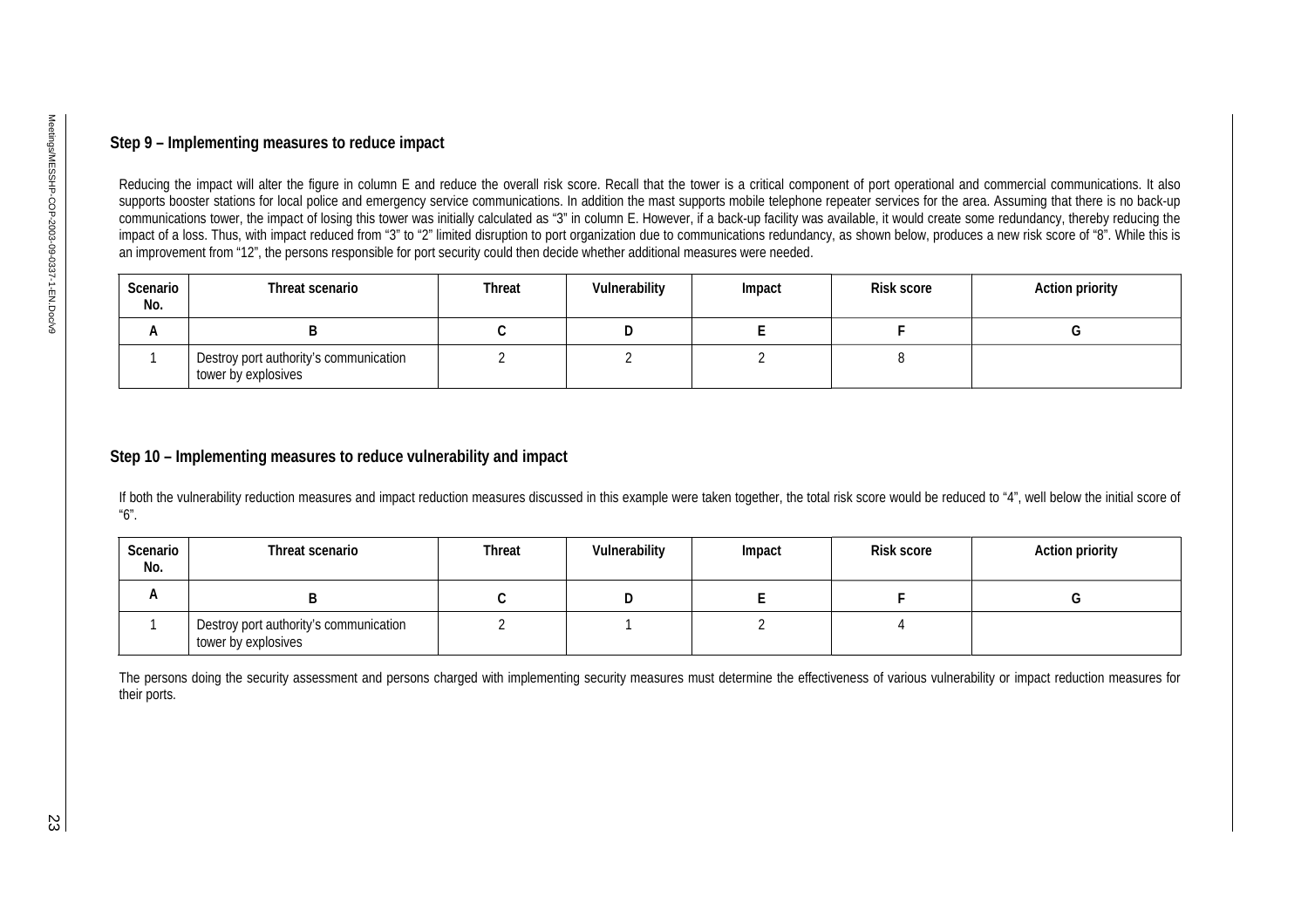### Step 9 – Implementing measures to reduce impact

Reducing the impact will alter the figure in column E and reduce the overall risk score. Recall that the tower is a critical component of port operational and commercial communications. It also supports booster stations for local police and emergency service communications. In addition the mast supports mobile telephone repeater services for the area. Assuming that there is no back-up communications tower, the impact of losing this tower was initially calculated as "3" in column E. However, if a back-up facility was available, it would create some redundancy, thereby reducing the impact of a loss. Thus, with impact reduced from "3" to "2" limited disruption to port organization due to communications redundancy, as shown below, produces a new risk score of "8". While this is an improvement from "12", the persons responsible for port security could then decide whether additional measures were needed.

| Scenario No. | Threat scenario | Threat | Vulnerability | Impact | Risk score | Action priority |
|---|---|---|---|---|---|---|
| A | B | C | D | E | F | G |
| 1 | Destroy port authority's communication tower by explosives | 2 | 2 | 2 | 8 | |

### Step 10 – Implementing measures to reduce vulnerability and impact

If both the vulnerability reduction measures and impact reduction measures discussed in this example were taken together, the total risk score would be reduced to "4", well below the initial score of "6".

| Scenario No. | Threat scenario | Threat | Vulnerability | Impact | Risk score | Action priority |
|---|---|---|---|---|---|---|
| A | B | C | D | E | F | G |
| 1 | Destroy port authority's communication tower by explosives | 2 | 1 | 2 | 4 | |

The persons doing the security assessment and persons charged with implementing security measures must determine the effectiveness of various vulnerability or impact reduction measures for their ports.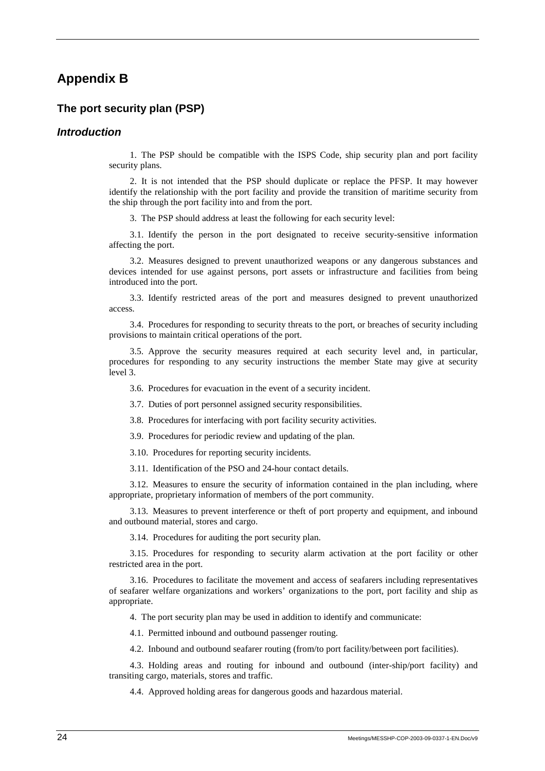# Appendix B

## The port security plan (PSP)

### *Introduction*

1. The PSP should be compatible with the ISPS Code, ship security plan and port facility security plans.

2. It is not intended that the PSP should duplicate or replace the PFSP. It may however identify the relationship with the port facility and provide the transition of maritime security from the ship through the port facility into and from the port.

3. The PSP should address at least the following for each security level:

3.1. Identify the person in the port designated to receive security-sensitive information affecting the port.

3.2. Measures designed to prevent unauthorized weapons or any dangerous substances and devices intended for use against persons, port assets or infrastructure and facilities from being introduced into the port.

3.3. Identify restricted areas of the port and measures designed to prevent unauthorized access.

3.4. Procedures for responding to security threats to the port, or breaches of security including provisions to maintain critical operations of the port.

3.5. Approve the security measures required at each security level and, in particular, procedures for responding to any security instructions the member State may give at security level 3.

3.6. Procedures for evacuation in the event of a security incident.

3.7. Duties of port personnel assigned security responsibilities.

3.8. Procedures for interfacing with port facility security activities.

3.9. Procedures for periodic review and updating of the plan.

3.10. Procedures for reporting security incidents.

3.11. Identification of the PSO and 24-hour contact details.

3.12. Measures to ensure the security of information contained in the plan including, where appropriate, proprietary information of members of the port community.

3.13. Measures to prevent interference or theft of port property and equipment, and inbound and outbound material, stores and cargo.

3.14. Procedures for auditing the port security plan.

3.15. Procedures for responding to security alarm activation at the port facility or other restricted area in the port.

3.16. Procedures to facilitate the movement and access of seafarers including representatives of seafarer welfare organizations and workers' organizations to the port, port facility and ship as appropriate.

4. The port security plan may be used in addition to identify and communicate:

4.1. Permitted inbound and outbound passenger routing.

4.2. Inbound and outbound seafarer routing (from/to port facility/between port facilities).

4.3. Holding areas and routing for inbound and outbound (inter-ship/port facility) and transiting cargo, materials, stores and traffic.

4.4. Approved holding areas for dangerous goods and hazardous material.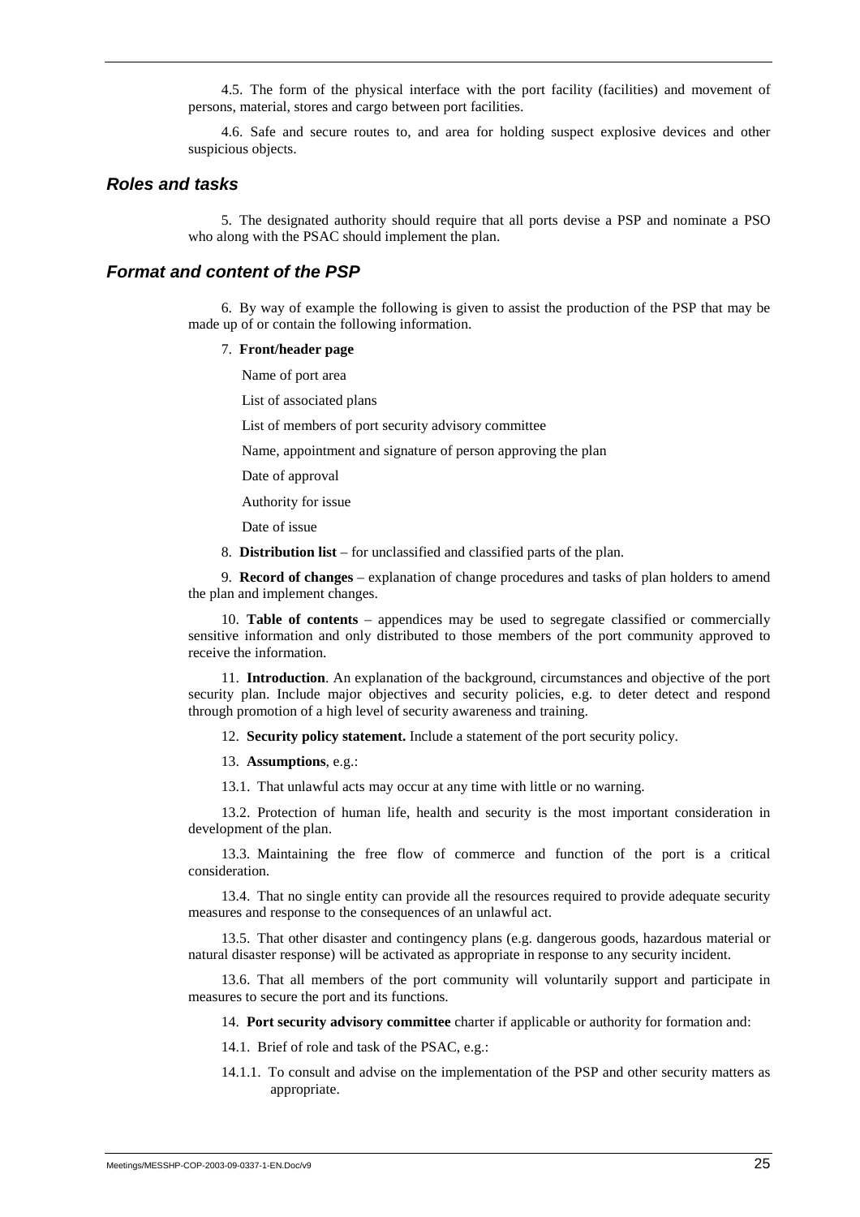4.5. The form of the physical interface with the port facility (facilities) and movement of persons, material, stores and cargo between port facilities.

4.6. Safe and secure routes to, and area for holding suspect explosive devices and other suspicious objects.

### *Roles and tasks*

5. The designated authority should require that all ports devise a PSP and nominate a PSO who along with the PSAC should implement the plan.

### *Format and content of the PSP*

6. By way of example the following is given to assist the production of the PSP that may be made up of or contain the following information.

7. **Front/header page**

Name of port area

List of associated plans

List of members of port security advisory committee

Name, appointment and signature of person approving the plan

Date of approval

Authority for issue

Date of issue

8. **Distribution list** – for unclassified and classified parts of the plan.

9. **Record of changes** – explanation of change procedures and tasks of plan holders to amend the plan and implement changes.

10. **Table of contents** – appendices may be used to segregate classified or commercially sensitive information and only distributed to those members of the port community approved to receive the information.

11. **Introduction**. An explanation of the background, circumstances and objective of the port security plan. Include major objectives and security policies, e.g. to deter detect and respond through promotion of a high level of security awareness and training.

12. **Security policy statement.** Include a statement of the port security policy.

13. **Assumptions**, e.g.:

13.1. That unlawful acts may occur at any time with little or no warning.

13.2. Protection of human life, health and security is the most important consideration in development of the plan.

13.3. Maintaining the free flow of commerce and function of the port is a critical consideration.

13.4. That no single entity can provide all the resources required to provide adequate security measures and response to the consequences of an unlawful act.

13.5. That other disaster and contingency plans (e.g. dangerous goods, hazardous material or natural disaster response) will be activated as appropriate in response to any security incident.

13.6. That all members of the port community will voluntarily support and participate in measures to secure the port and its functions.

14. **Port security advisory committee** charter if applicable or authority for formation and:

14.1. Brief of role and task of the PSAC, e.g.:

14.1.1. To consult and advise on the implementation of the PSP and other security matters as appropriate.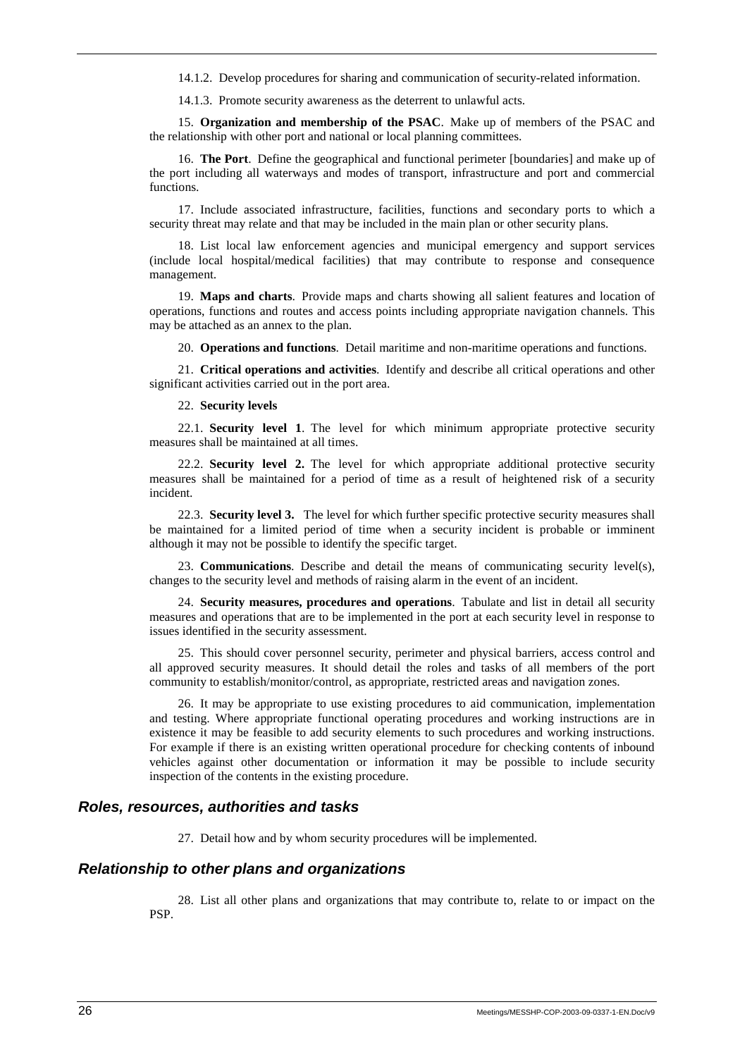14.1.2. Develop procedures for sharing and communication of security-related information.

14.1.3. Promote security awareness as the deterrent to unlawful acts.

15. **Organization and membership of the PSAC**. Make up of members of the PSAC and the relationship with other port and national or local planning committees.

16. **The Port**. Define the geographical and functional perimeter [boundaries] and make up of the port including all waterways and modes of transport, infrastructure and port and commercial functions.

17. Include associated infrastructure, facilities, functions and secondary ports to which a security threat may relate and that may be included in the main plan or other security plans.

18. List local law enforcement agencies and municipal emergency and support services (include local hospital/medical facilities) that may contribute to response and consequence management.

19. **Maps and charts**. Provide maps and charts showing all salient features and location of operations, functions and routes and access points including appropriate navigation channels. This may be attached as an annex to the plan.

20. **Operations and functions**. Detail maritime and non-maritime operations and functions.

21. **Critical operations and activities**. Identify and describe all critical operations and other significant activities carried out in the port area.

22. **Security levels**

22.1. **Security level 1**. The level for which minimum appropriate protective security measures shall be maintained at all times.

22.2. **Security level 2.** The level for which appropriate additional protective security measures shall be maintained for a period of time as a result of heightened risk of a security incident.

22.3. **Security level 3.** The level for which further specific protective security measures shall be maintained for a limited period of time when a security incident is probable or imminent although it may not be possible to identify the specific target.

23. **Communications**. Describe and detail the means of communicating security level(s), changes to the security level and methods of raising alarm in the event of an incident.

24. **Security measures, procedures and operations**. Tabulate and list in detail all security measures and operations that are to be implemented in the port at each security level in response to issues identified in the security assessment.

25. This should cover personnel security, perimeter and physical barriers, access control and all approved security measures. It should detail the roles and tasks of all members of the port community to establish/monitor/control, as appropriate, restricted areas and navigation zones.

26. It may be appropriate to use existing procedures to aid communication, implementation and testing. Where appropriate functional operating procedures and working instructions are in existence it may be feasible to add security elements to such procedures and working instructions. For example if there is an existing written operational procedure for checking contents of inbound vehicles against other documentation or information it may be possible to include security inspection of the contents in the existing procedure.

### *Roles, resources, authorities and tasks*

27. Detail how and by whom security procedures will be implemented.

### *Relationship to other plans and organizations*

28. List all other plans and organizations that may contribute to, relate to or impact on the PSP.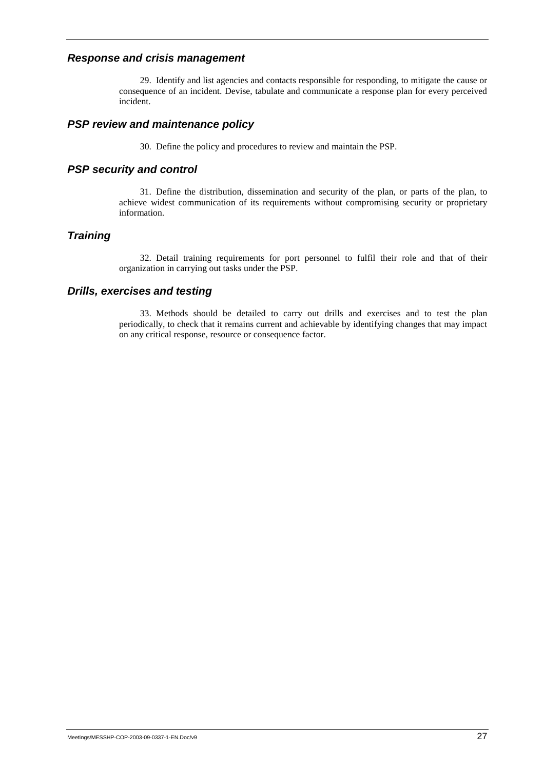### *Response and crisis management*

29. Identify and list agencies and contacts responsible for responding, to mitigate the cause or consequence of an incident. Devise, tabulate and communicate a response plan for every perceived incident.

### *PSP review and maintenance policy*

30. Define the policy and procedures to review and maintain the PSP.

### *PSP security and control*

31. Define the distribution, dissemination and security of the plan, or parts of the plan, to achieve widest communication of its requirements without compromising security or proprietary information.

### *Training*

32. Detail training requirements for port personnel to fulfil their role and that of their organization in carrying out tasks under the PSP.

### *Drills, exercises and testing*

33. Methods should be detailed to carry out drills and exercises and to test the plan periodically, to check that it remains current and achievable by identifying changes that may impact on any critical response, resource or consequence factor.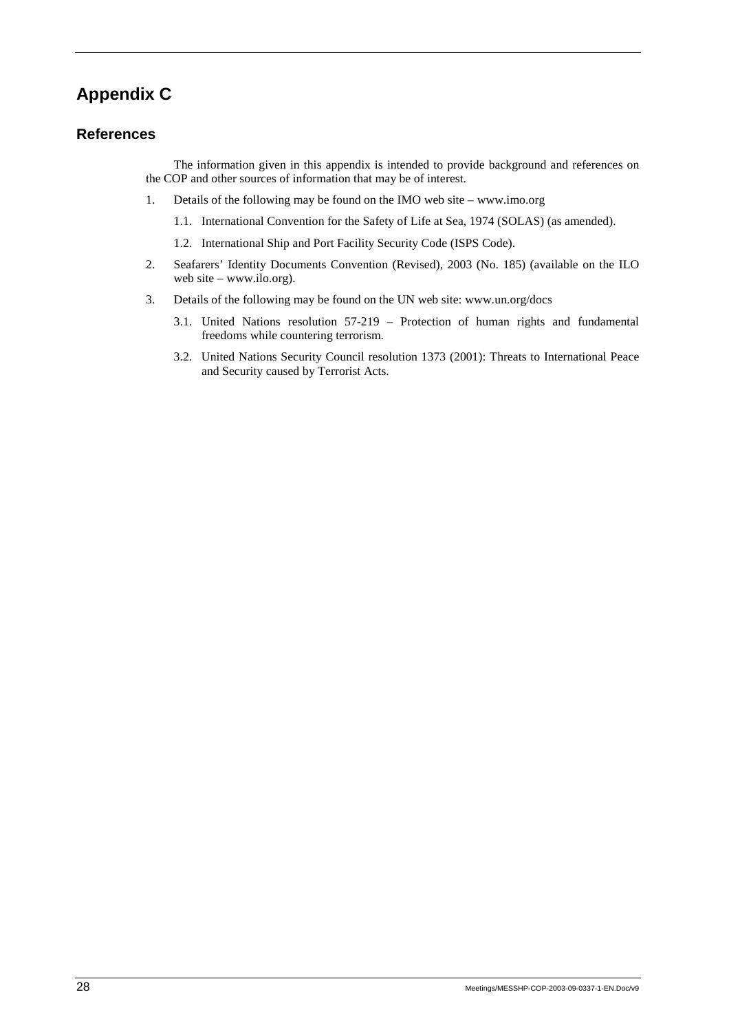# Appendix C

## References

The information given in this appendix is intended to provide background and references on the COP and other sources of information that may be of interest.

1. Details of the following may be found on the IMO web site – www.imo.org

   1.1. International Convention for the Safety of Life at Sea, 1974 (SOLAS) (as amended).

   1.2. International Ship and Port Facility Security Code (ISPS Code).

2. Seafarers' Identity Documents Convention (Revised), 2003 (No. 185) (available on the ILO web site – www.ilo.org).

3. Details of the following may be found on the UN web site: www.un.org/docs

   3.1. United Nations resolution 57-219 – Protection of human rights and fundamental freedoms while countering terrorism.

   3.2. United Nations Security Council resolution 1373 (2001): Threats to International Peace and Security caused by Terrorist Acts.